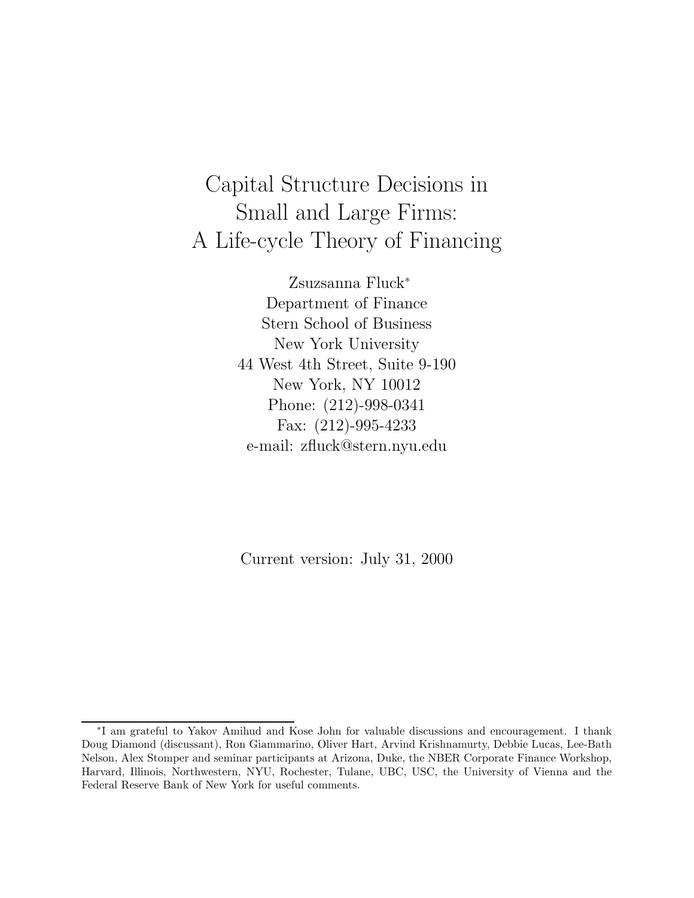# Capital Structure Decisions in Small and Large Firms: A Life-cycle Theory of Financing

Zsuzsanna Fluck[*]
Department of Finance
Stern School of Business
New York University
44 West 4th Street, Suite 9-190
New York, NY 10012
Phone: (212)-998-0341
Fax: (212)-995-4233
e-mail: zfluck@stern.nyu.edu

Current version: July 31, 2000

---

[*]I am grateful to Yakov Amihud and Kose John for valuable discussions and encouragement. I thank Doug Diamond (discussant), Ron Giammarino, Oliver Hart, Arvind Krishnamurty, Debbie Lucas, Lee-Bath Nelson, Alex Stomper and seminar participants at Arizona, Duke, the NBER Corporate Finance Workshop, Harvard, Illinois, Northwestern, NYU, Rochester, Tulane, UBC, USC, the University of Vienna and the Federal Reserve Bank of New York for useful comments.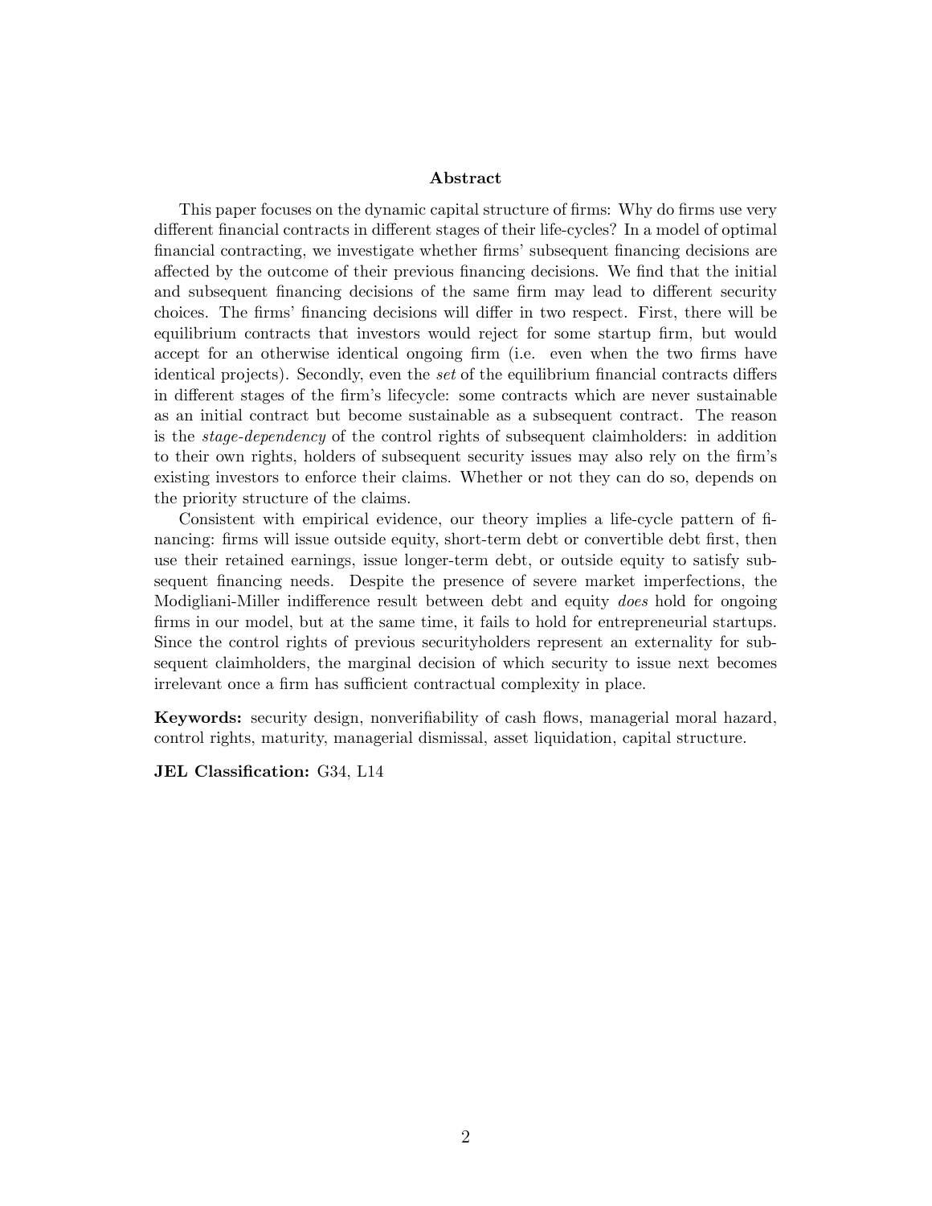## Abstract

This paper focuses on the dynamic capital structure of firms: Why do firms use very different financial contracts in different stages of their life-cycles? In a model of optimal financial contracting, we investigate whether firms' subsequent financing decisions are affected by the outcome of their previous financing decisions. We find that the initial and subsequent financing decisions of the same firm may lead to different security choices. The firms' financing decisions will differ in two respect. First, there will be equilibrium contracts that investors would reject for some startup firm, but would accept for an otherwise identical ongoing firm (i.e. even when the two firms have identical projects). Secondly, even the *set* of the equilibrium financial contracts differs in different stages of the firm's lifecycle: some contracts which are never sustainable as an initial contract but become sustainable as a subsequent contract. The reason is the *stage-dependency* of the control rights of subsequent claimholders: in addition to their own rights, holders of subsequent security issues may also rely on the firm's existing investors to enforce their claims. Whether or not they can do so, depends on the priority structure of the claims.

Consistent with empirical evidence, our theory implies a life-cycle pattern of financing: firms will issue outside equity, short-term debt or convertible debt first, then use their retained earnings, issue longer-term debt, or outside equity to satisfy subsequent financing needs. Despite the presence of severe market imperfections, the Modigliani-Miller indifference result between debt and equity *does* hold for ongoing firms in our model, but at the same time, it fails to hold for entrepreneurial startups. Since the control rights of previous securityholders represent an externality for subsequent claimholders, the marginal decision of which security to issue next becomes irrelevant once a firm has sufficient contractual complexity in place.

**Keywords:** security design, nonverifiability of cash flows, managerial moral hazard, control rights, maturity, managerial dismissal, asset liquidation, capital structure.

**JEL Classification:** G34, L14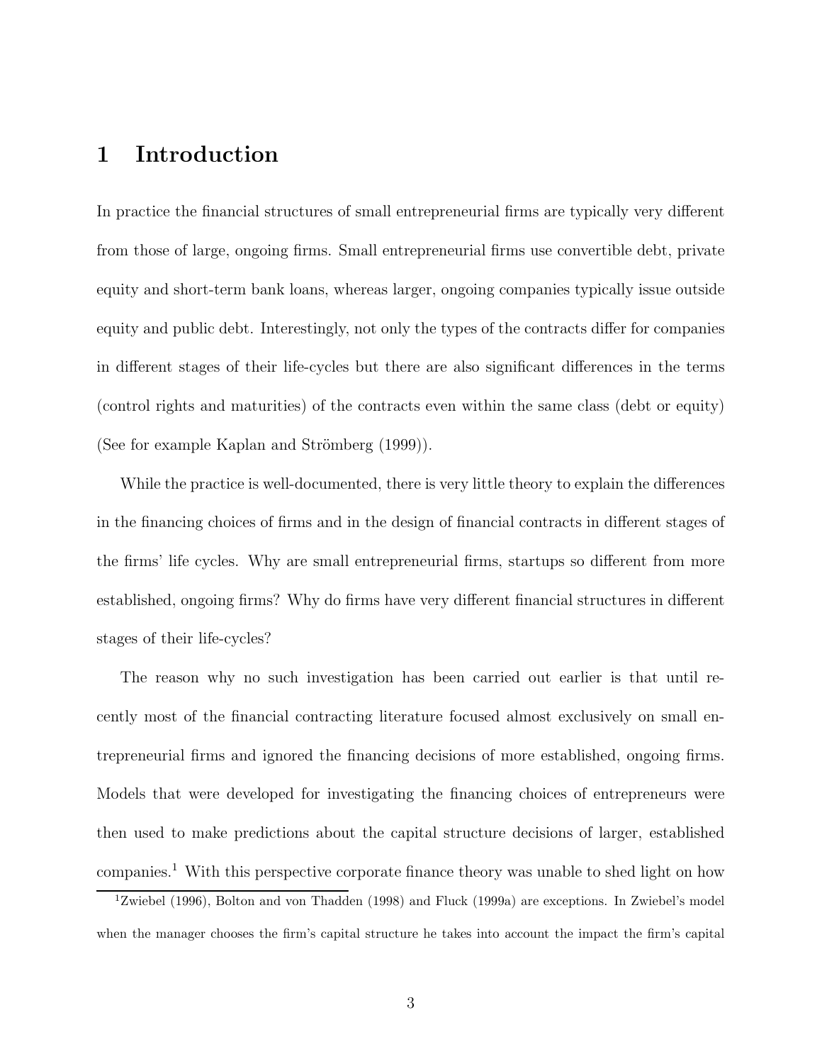# 1 Introduction

In practice the financial structures of small entrepreneurial firms are typically very different from those of large, ongoing firms. Small entrepreneurial firms use convertible debt, private equity and short-term bank loans, whereas larger, ongoing companies typically issue outside equity and public debt. Interestingly, not only the types of the contracts differ for companies in different stages of their life-cycles but there are also significant differences in the terms (control rights and maturities) of the contracts even within the same class (debt or equity) (See for example Kaplan and Strömberg (1999)).

While the practice is well-documented, there is very little theory to explain the differences in the financing choices of firms and in the design of financial contracts in different stages of the firms' life cycles. Why are small entrepreneurial firms, startups so different from more established, ongoing firms? Why do firms have very different financial structures in different stages of their life-cycles?

The reason why no such investigation has been carried out earlier is that until recently most of the financial contracting literature focused almost exclusively on small entrepreneurial firms and ignored the financing decisions of more established, ongoing firms. Models that were developed for investigating the financing choices of entrepreneurs were then used to make predictions about the capital structure decisions of larger, established companies.[1] With this perspective corporate finance theory was unable to shed light on how

[1] Zwiebel (1996), Bolton and von Thadden (1998) and Fluck (1999a) are exceptions. In Zwiebel's model when the manager chooses the firm's capital structure he takes into account the impact the firm's capital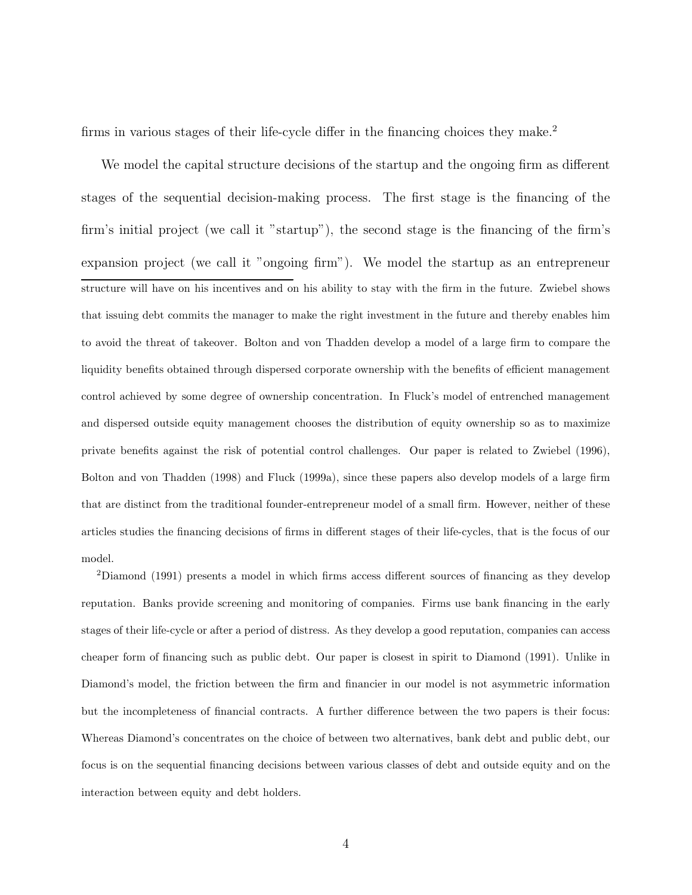firms in various stages of their life-cycle differ in the financing choices they make.[2]

We model the capital structure decisions of the startup and the ongoing firm as different stages of the sequential decision-making process. The first stage is the financing of the firm's initial project (we call it "startup"), the second stage is the financing of the firm's expansion project (we call it "ongoing firm"). We model the startup as an entrepreneur

---

structure will have on his incentives and on his ability to stay with the firm in the future. Zwiebel shows that issuing debt commits the manager to make the right investment in the future and thereby enables him to avoid the threat of takeover. Bolton and von Thadden develop a model of a large firm to compare the liquidity benefits obtained through dispersed corporate ownership with the benefits of efficient management control achieved by some degree of ownership concentration. In Fluck's model of entrenched management and dispersed outside equity management chooses the distribution of equity ownership so as to maximize private benefits against the risk of potential control challenges. Our paper is related to Zwiebel (1996), Bolton and von Thadden (1998) and Fluck (1999a), since these papers also develop models of a large firm that are distinct from the traditional founder-entrepreneur model of a small firm. However, neither of these articles studies the financing decisions of firms in different stages of their life-cycles, that is the focus of our model.

[2] Diamond (1991) presents a model in which firms access different sources of financing as they develop reputation. Banks provide screening and monitoring of companies. Firms use bank financing in the early stages of their life-cycle or after a period of distress. As they develop a good reputation, companies can access cheaper form of financing such as public debt. Our paper is closest in spirit to Diamond (1991). Unlike in Diamond's model, the friction between the firm and financier in our model is not asymmetric information but the incompleteness of financial contracts. A further difference between the two papers is their focus: Whereas Diamond's concentrates on the choice of between two alternatives, bank debt and public debt, our focus is on the sequential financing decisions between various classes of debt and outside equity and on the interaction between equity and debt holders.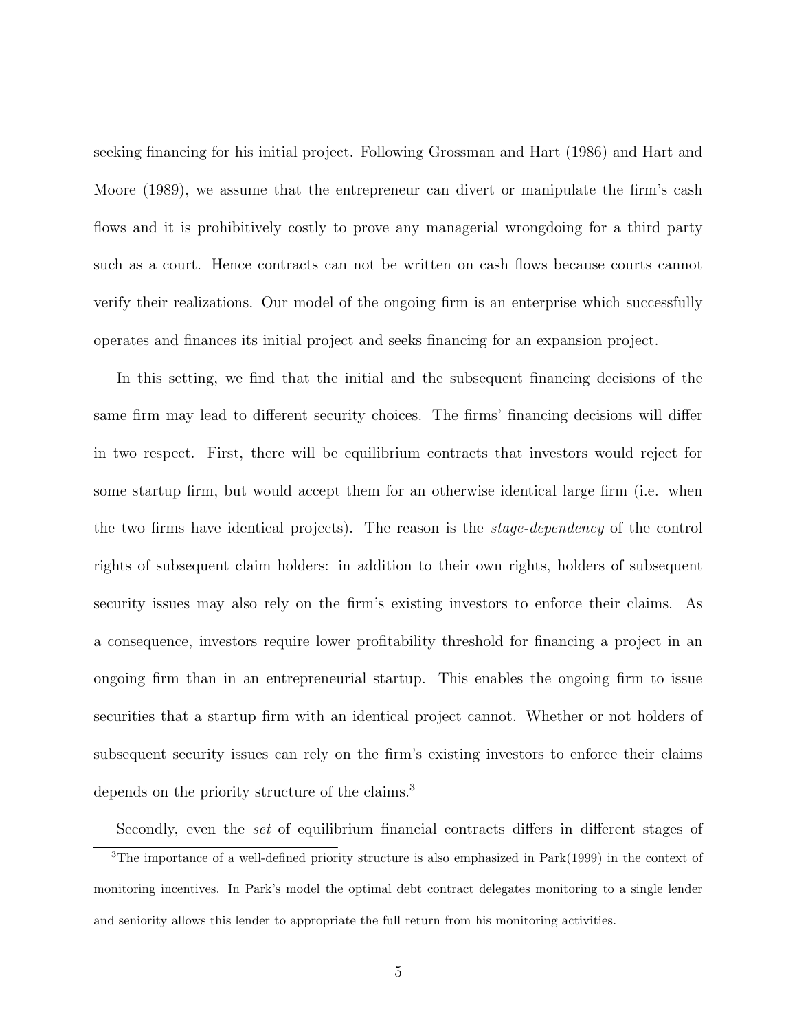seeking financing for his initial project. Following Grossman and Hart (1986) and Hart and Moore (1989), we assume that the entrepreneur can divert or manipulate the firm's cash flows and it is prohibitively costly to prove any managerial wrongdoing for a third party such as a court. Hence contracts can not be written on cash flows because courts cannot verify their realizations. Our model of the ongoing firm is an enterprise which successfully operates and finances its initial project and seeks financing for an expansion project.

In this setting, we find that the initial and the subsequent financing decisions of the same firm may lead to different security choices. The firms' financing decisions will differ in two respect. First, there will be equilibrium contracts that investors would reject for some startup firm, but would accept them for an otherwise identical large firm (i.e. when the two firms have identical projects). The reason is the *stage-dependency* of the control rights of subsequent claim holders: in addition to their own rights, holders of subsequent security issues may also rely on the firm's existing investors to enforce their claims. As a consequence, investors require lower profitability threshold for financing a project in an ongoing firm than in an entrepreneurial startup. This enables the ongoing firm to issue securities that a startup firm with an identical project cannot. Whether or not holders of subsequent security issues can rely on the firm's existing investors to enforce their claims depends on the priority structure of the claims.[3]

Secondly, even the *set* of equilibrium financial contracts differs in different stages of

[3] The importance of a well-defined priority structure is also emphasized in Park(1999) in the context of monitoring incentives. In Park's model the optimal debt contract delegates monitoring to a single lender and seniority allows this lender to appropriate the full return from his monitoring activities.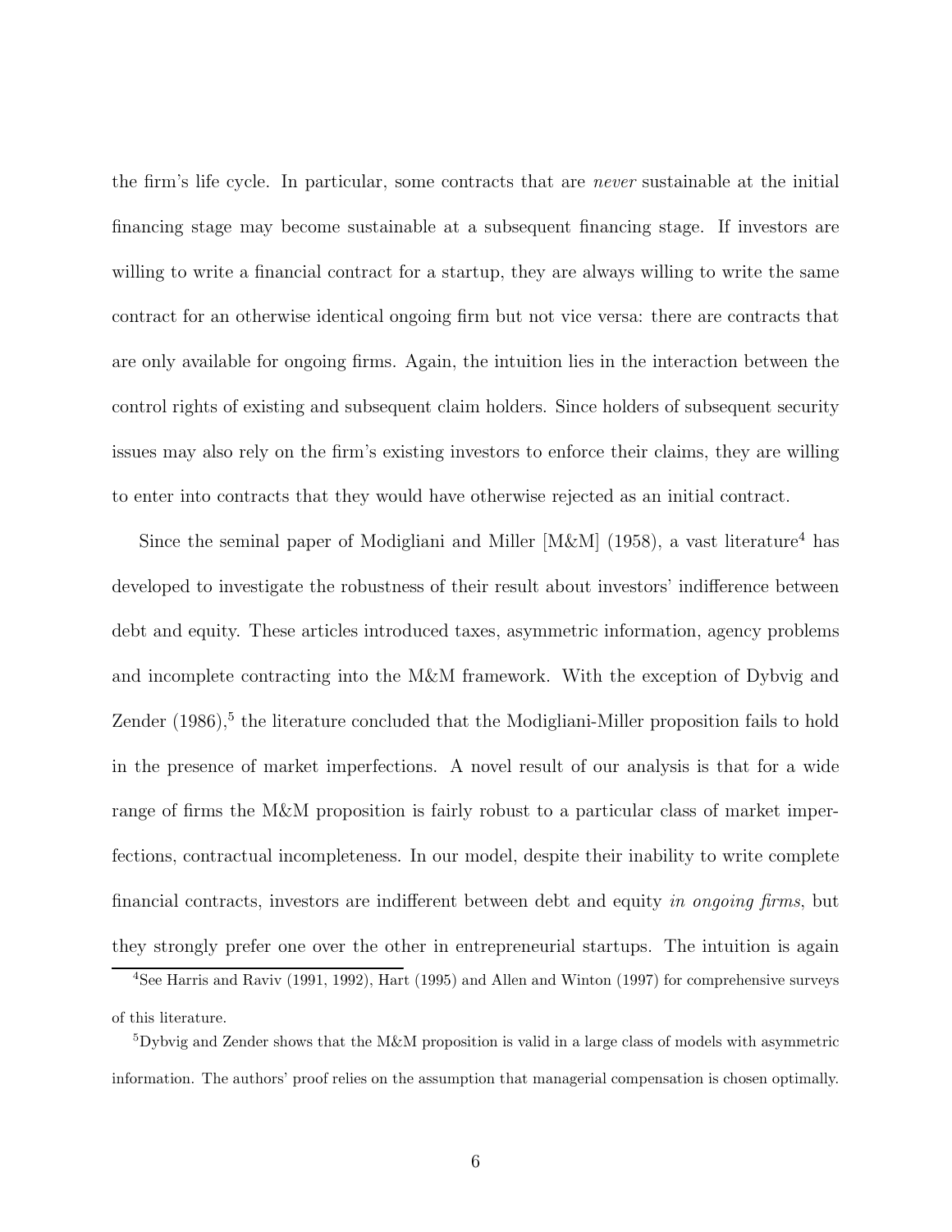the firm's life cycle. In particular, some contracts that are *never* sustainable at the initial financing stage may become sustainable at a subsequent financing stage. If investors are willing to write a financial contract for a startup, they are always willing to write the same contract for an otherwise identical ongoing firm but not vice versa: there are contracts that are only available for ongoing firms. Again, the intuition lies in the interaction between the control rights of existing and subsequent claim holders. Since holders of subsequent security issues may also rely on the firm's existing investors to enforce their claims, they are willing to enter into contracts that they would have otherwise rejected as an initial contract.

Since the seminal paper of Modigliani and Miller [M&M] (1958), a vast literature[4] has developed to investigate the robustness of their result about investors' indifference between debt and equity. These articles introduced taxes, asymmetric information, agency problems and incomplete contracting into the M&M framework. With the exception of Dybvig and Zender (1986),[5] the literature concluded that the Modigliani-Miller proposition fails to hold in the presence of market imperfections. A novel result of our analysis is that for a wide range of firms the M&M proposition is fairly robust to a particular class of market imperfections, contractual incompleteness. In our model, despite their inability to write complete financial contracts, investors are indifferent between debt and equity *in ongoing firms*, but they strongly prefer one over the other in entrepreneurial startups. The intuition is again

[4] See Harris and Raviv (1991, 1992), Hart (1995) and Allen and Winton (1997) for comprehensive surveys of this literature.

[5] Dybvig and Zender shows that the M&M proposition is valid in a large class of models with asymmetric information. The authors' proof relies on the assumption that managerial compensation is chosen optimally.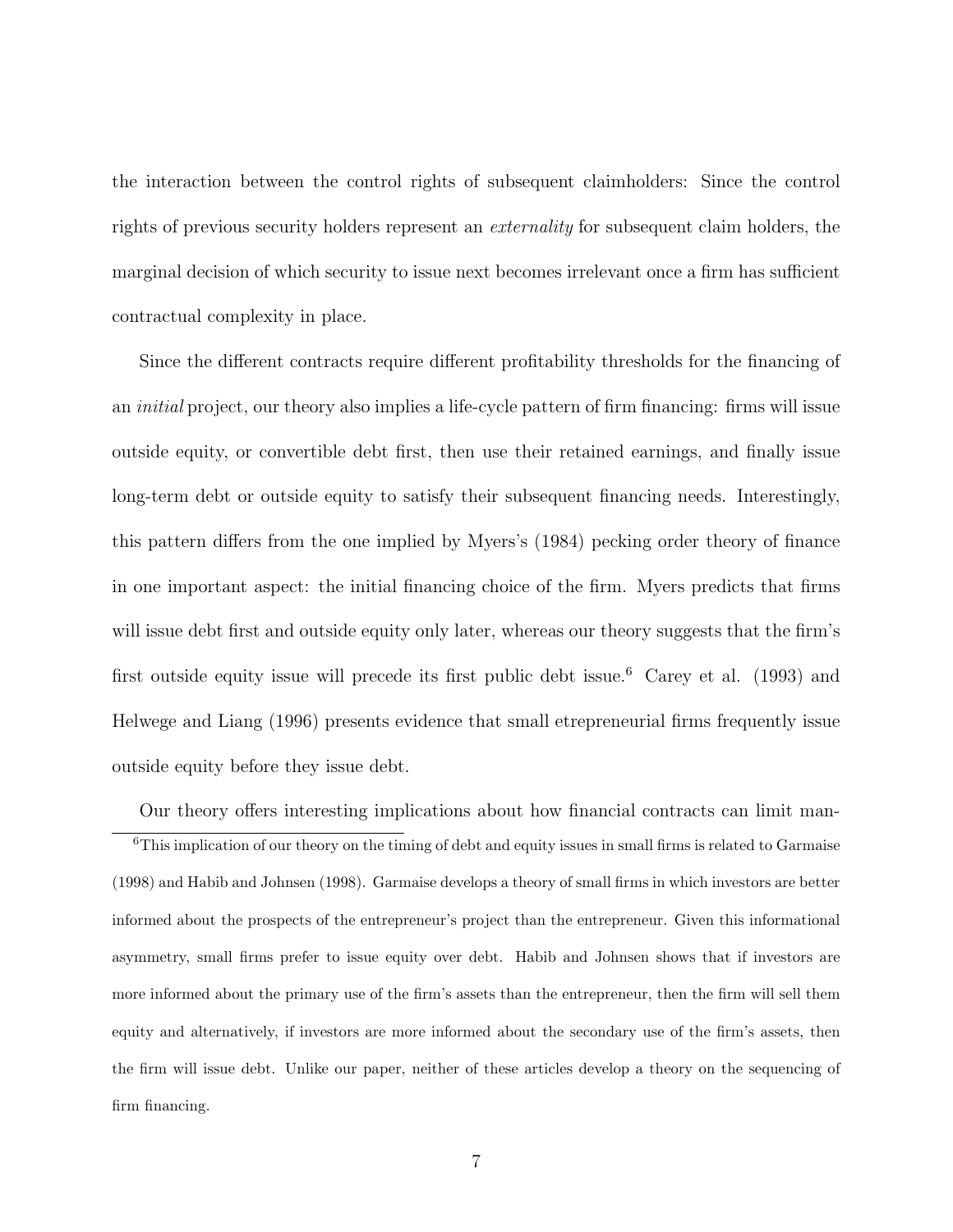the interaction between the control rights of subsequent claimholders: Since the control rights of previous security holders represent an *externality* for subsequent claim holders, the marginal decision of which security to issue next becomes irrelevant once a firm has sufficient contractual complexity in place.

Since the different contracts require different profitability thresholds for the financing of an *initial* project, our theory also implies a life-cycle pattern of firm financing: firms will issue outside equity, or convertible debt first, then use their retained earnings, and finally issue long-term debt or outside equity to satisfy their subsequent financing needs. Interestingly, this pattern differs from the one implied by Myers's (1984) pecking order theory of finance in one important aspect: the initial financing choice of the firm. Myers predicts that firms will issue debt first and outside equity only later, whereas our theory suggests that the firm's first outside equity issue will precede its first public debt issue.[6] Carey et al. (1993) and Helwege and Liang (1996) presents evidence that small etrepreneurial firms frequently issue outside equity before they issue debt.

Our theory offers interesting implications about how financial contracts can limit man-

[6] This implication of our theory on the timing of debt and equity issues in small firms is related to Garmaise (1998) and Habib and Johnsen (1998). Garmaise develops a theory of small firms in which investors are better informed about the prospects of the entrepreneur's project than the entrepreneur. Given this informational asymmetry, small firms prefer to issue equity over debt. Habib and Johnsen shows that if investors are more informed about the primary use of the firm's assets than the entrepreneur, then the firm will sell them equity and alternatively, if investors are more informed about the secondary use of the firm's assets, then the firm will issue debt. Unlike our paper, neither of these articles develop a theory on the sequencing of firm financing.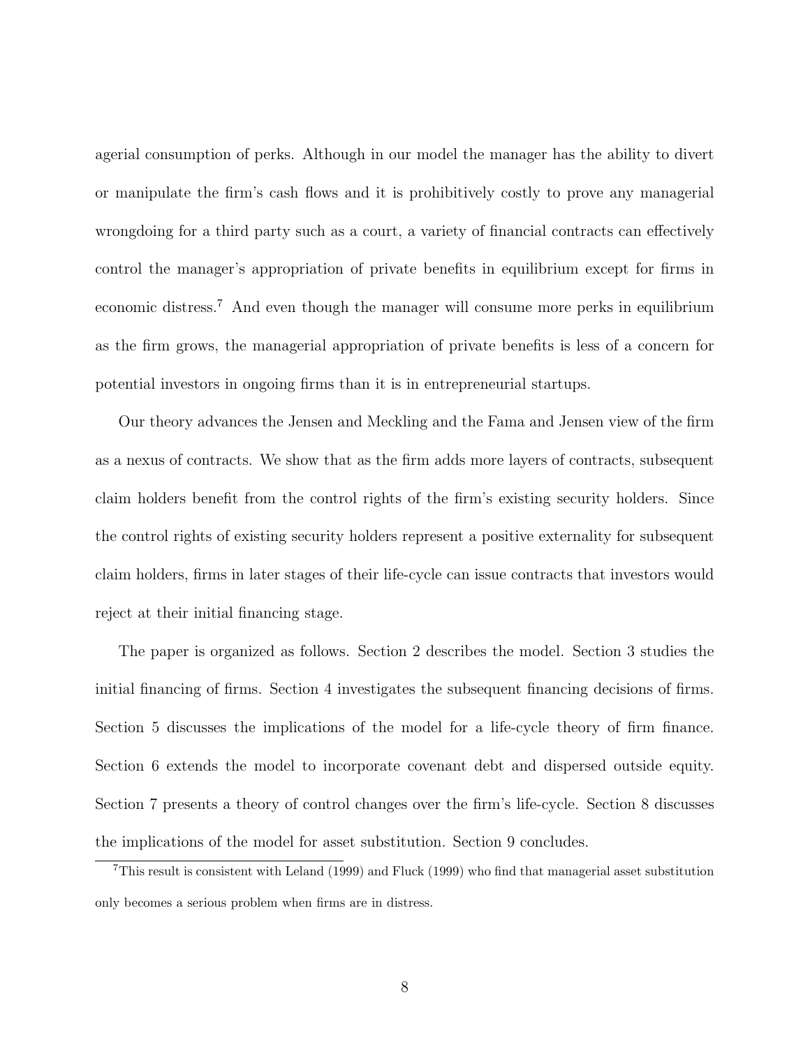agerial consumption of perks. Although in our model the manager has the ability to divert or manipulate the firm's cash flows and it is prohibitively costly to prove any managerial wrongdoing for a third party such as a court, a variety of financial contracts can effectively control the manager's appropriation of private benefits in equilibrium except for firms in economic distress.[7] And even though the manager will consume more perks in equilibrium as the firm grows, the managerial appropriation of private benefits is less of a concern for potential investors in ongoing firms than it is in entrepreneurial startups.

Our theory advances the Jensen and Meckling and the Fama and Jensen view of the firm as a nexus of contracts. We show that as the firm adds more layers of contracts, subsequent claim holders benefit from the control rights of the firm's existing security holders. Since the control rights of existing security holders represent a positive externality for subsequent claim holders, firms in later stages of their life-cycle can issue contracts that investors would reject at their initial financing stage.

The paper is organized as follows. Section 2 describes the model. Section 3 studies the initial financing of firms. Section 4 investigates the subsequent financing decisions of firms. Section 5 discusses the implications of the model for a life-cycle theory of firm finance. Section 6 extends the model to incorporate covenant debt and dispersed outside equity. Section 7 presents a theory of control changes over the firm's life-cycle. Section 8 discusses the implications of the model for asset substitution. Section 9 concludes.

[7]This result is consistent with Leland (1999) and Fluck (1999) who find that managerial asset substitution only becomes a serious problem when firms are in distress.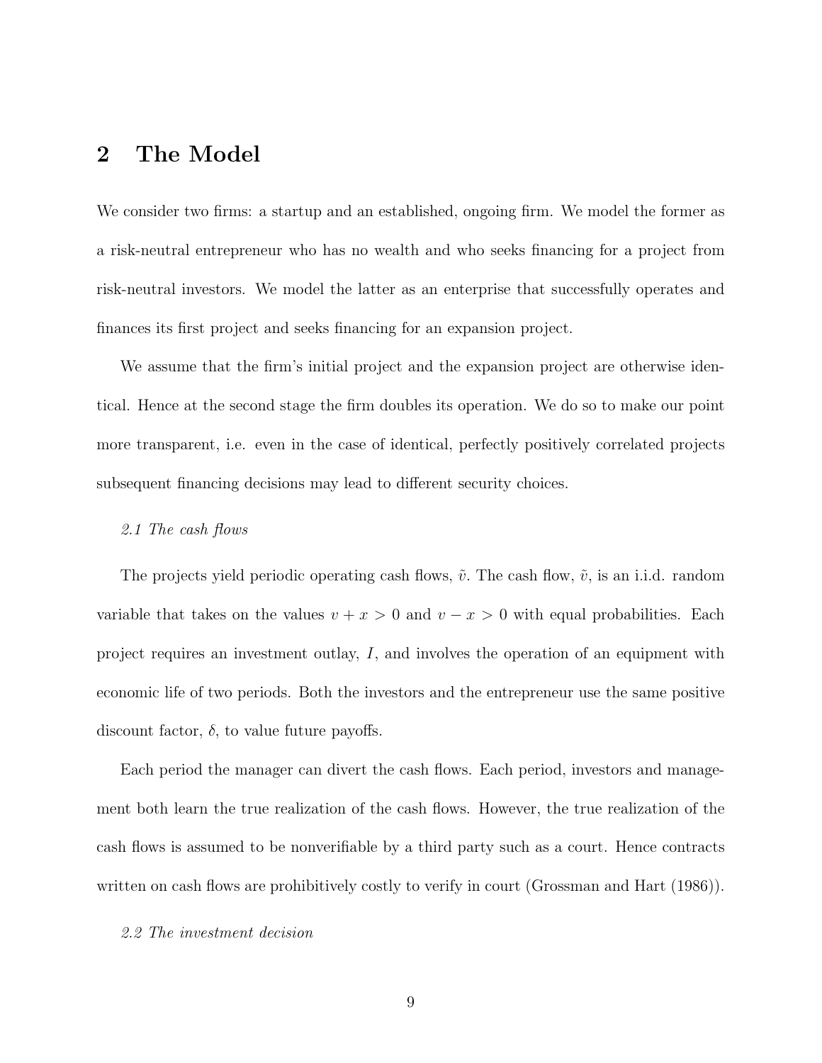# 2 The Model

We consider two firms: a startup and an established, ongoing firm. We model the former as a risk-neutral entrepreneur who has no wealth and who seeks financing for a project from risk-neutral investors. We model the latter as an enterprise that successfully operates and finances its first project and seeks financing for an expansion project.

We assume that the firm's initial project and the expansion project are otherwise identical. Hence at the second stage the firm doubles its operation. We do so to make our point more transparent, i.e. even in the case of identical, perfectly positively correlated projects subsequent financing decisions may lead to different security choices.

*2.1 The cash flows*

The projects yield periodic operating cash flows, $\tilde{v}$. The cash flow, $\tilde{v}$, is an i.i.d. random variable that takes on the values $v + x > 0$ and $v - x > 0$ with equal probabilities. Each project requires an investment outlay, $I$, and involves the operation of an equipment with economic life of two periods. Both the investors and the entrepreneur use the same positive discount factor, $\delta$, to value future payoffs.

Each period the manager can divert the cash flows. Each period, investors and management both learn the true realization of the cash flows. However, the true realization of the cash flows is assumed to be nonverifiable by a third party such as a court. Hence contracts written on cash flows are prohibitively costly to verify in court (Grossman and Hart (1986)).

*2.2 The investment decision*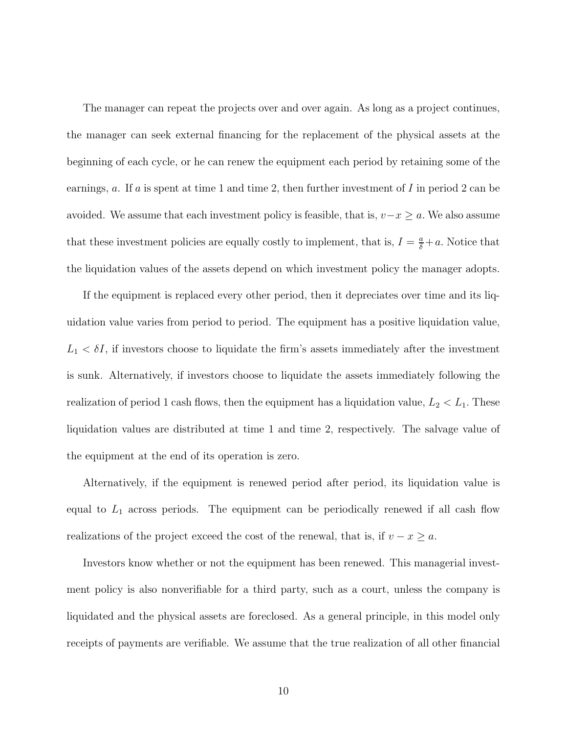The manager can repeat the projects over and over again. As long as a project continues, the manager can seek external financing for the replacement of the physical assets at the beginning of each cycle, or he can renew the equipment each period by retaining some of the earnings, $a$. If $a$ is spent at time 1 and time 2, then further investment of $I$ in period 2 can be avoided. We assume that each investment policy is feasible, that is, $v - x \geq a$. We also assume that these investment policies are equally costly to implement, that is, $I = \frac{a}{\delta} + a$. Notice that the liquidation values of the assets depend on which investment policy the manager adopts.

If the equipment is replaced every other period, then it depreciates over time and its liquidation value varies from period to period. The equipment has a positive liquidation value, $L_1 < \delta I$, if investors choose to liquidate the firm's assets immediately after the investment is sunk. Alternatively, if investors choose to liquidate the assets immediately following the realization of period 1 cash flows, then the equipment has a liquidation value, $L_2 < L_1$. These liquidation values are distributed at time 1 and time 2, respectively. The salvage value of the equipment at the end of its operation is zero.

Alternatively, if the equipment is renewed period after period, its liquidation value is equal to $L_1$ across periods. The equipment can be periodically renewed if all cash flow realizations of the project exceed the cost of the renewal, that is, if $v - x \geq a$.

Investors know whether or not the equipment has been renewed. This managerial investment policy is also nonverifiable for a third party, such as a court, unless the company is liquidated and the physical assets are foreclosed. As a general principle, in this model only receipts of payments are verifiable. We assume that the true realization of all other financial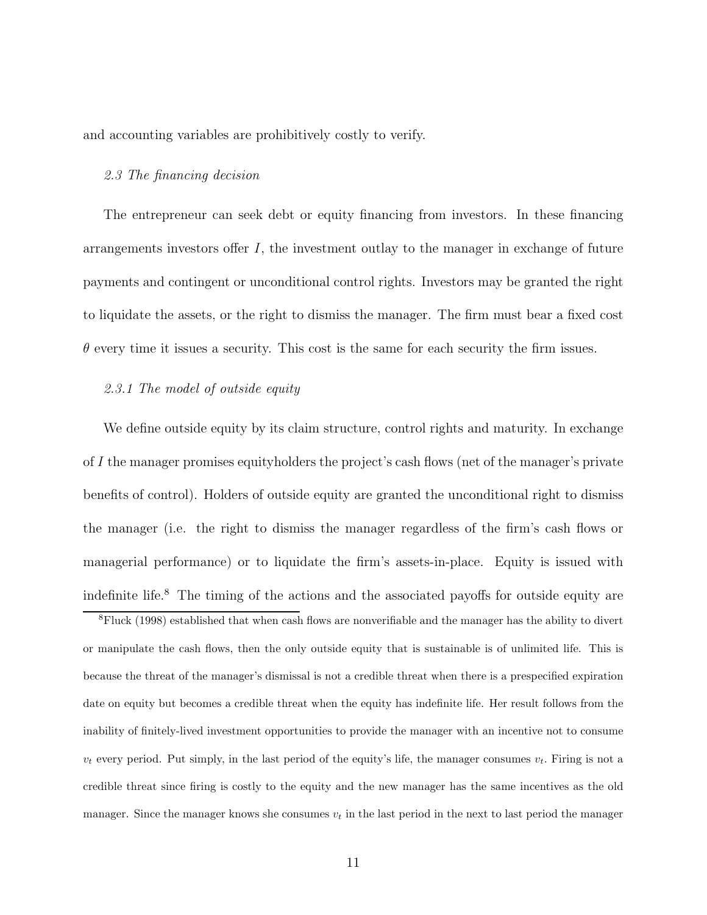and accounting variables are prohibitively costly to verify.

### *2.3 The financing decision*

The entrepreneur can seek debt or equity financing from investors. In these financing arrangements investors offer $I$, the investment outlay to the manager in exchange of future payments and contingent or unconditional control rights. Investors may be granted the right to liquidate the assets, or the right to dismiss the manager. The firm must bear a fixed cost $\theta$ every time it issues a security. This cost is the same for each security the firm issues.

#### *2.3.1 The model of outside equity*

We define outside equity by its claim structure, control rights and maturity. In exchange of $I$ the manager promises equityholders the project's cash flows (net of the manager's private benefits of control). Holders of outside equity are granted the unconditional right to dismiss the manager (i.e. the right to dismiss the manager regardless of the firm's cash flows or managerial performance) or to liquidate the firm's assets-in-place. Equity is issued with indefinite life.[8] The timing of the actions and the associated payoffs for outside equity are

[8] Fluck (1998) established that when cash flows are nonverifiable and the manager has the ability to divert or manipulate the cash flows, then the only outside equity that is sustainable is of unlimited life. This is because the threat of the manager's dismissal is not a credible threat when there is a prespecified expiration date on equity but becomes a credible threat when the equity has indefinite life. Her result follows from the inability of finitely-lived investment opportunities to provide the manager with an incentive not to consume $v_t$ every period. Put simply, in the last period of the equity's life, the manager consumes $v_t$. Firing is not a credible threat since firing is costly to the equity and the new manager has the same incentives as the old manager. Since the manager knows she consumes $v_t$ in the last period in the next to last period the manager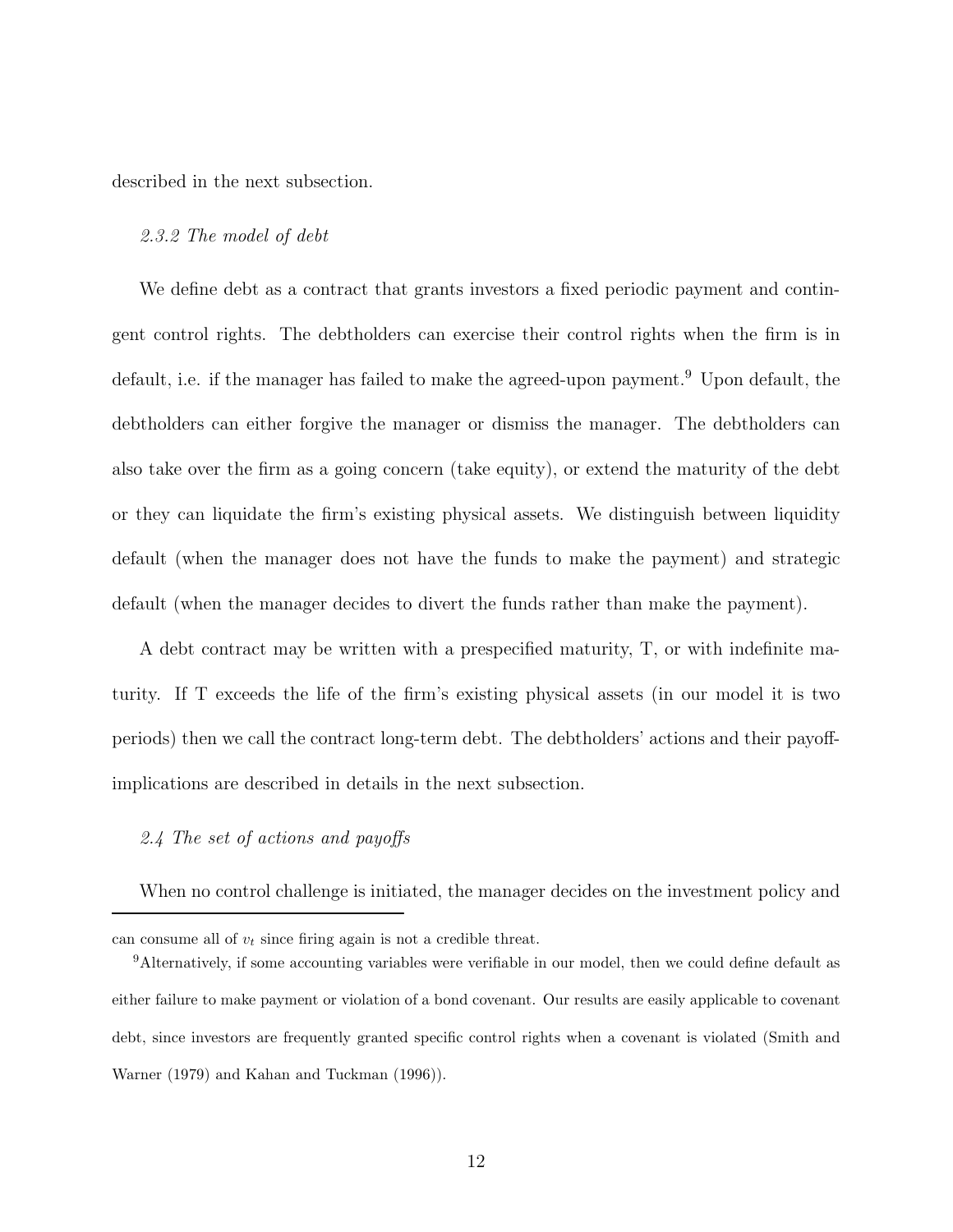described in the next subsection.

### *2.3.2 The model of debt*

We define debt as a contract that grants investors a fixed periodic payment and contingent control rights. The debtholders can exercise their control rights when the firm is in default, i.e. if the manager has failed to make the agreed-upon payment.[9] Upon default, the debtholders can either forgive the manager or dismiss the manager. The debtholders can also take over the firm as a going concern (take equity), or extend the maturity of the debt or they can liquidate the firm's existing physical assets. We distinguish between liquidity default (when the manager does not have the funds to make the payment) and strategic default (when the manager decides to divert the funds rather than make the payment).

A debt contract may be written with a prespecified maturity, T, or with indefinite maturity. If T exceeds the life of the firm's existing physical assets (in our model it is two periods) then we call the contract long-term debt. The debtholders' actions and their payoff-implications are described in details in the next subsection.

## *2.4 The set of actions and payoffs*

When no control challenge is initiated, the manager decides on the investment policy and

---

can consume all of $v_t$ since firing again is not a credible threat.

[9] Alternatively, if some accounting variables were verifiable in our model, then we could define default as either failure to make payment or violation of a bond covenant. Our results are easily applicable to covenant debt, since investors are frequently granted specific control rights when a covenant is violated (Smith and Warner (1979) and Kahan and Tuckman (1996)).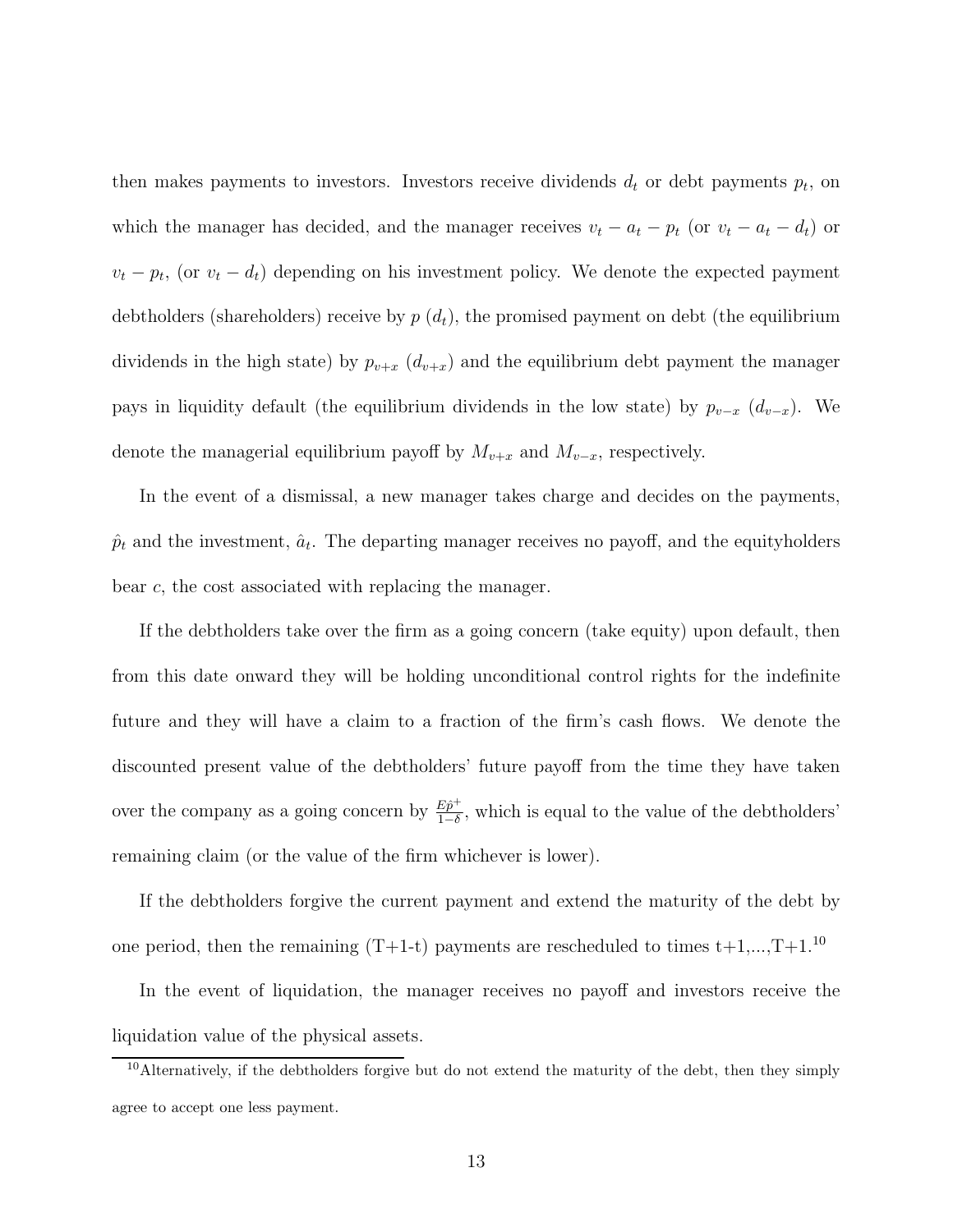then makes payments to investors. Investors receive dividends $d_t$ or debt payments $p_t$, on which the manager has decided, and the manager receives $v_t - a_t - p_t$ (or $v_t - a_t - d_t$) or $v_t - p_t$, (or $v_t - d_t$) depending on his investment policy. We denote the expected payment debtholders (shareholders) receive by $p$ ($d_t$), the promised payment on debt (the equilibrium dividends in the high state) by $p_{v+x}$ ($d_{v+x}$) and the equilibrium debt payment the manager pays in liquidity default (the equilibrium dividends in the low state) by $p_{v-x}$ ($d_{v-x}$). We denote the managerial equilibrium payoff by $M_{v+x}$ and $M_{v-x}$, respectively.

In the event of a dismissal, a new manager takes charge and decides on the payments, $\hat{p}_t$ and the investment, $\hat{a}_t$. The departing manager receives no payoff, and the equityholders bear $c$, the cost associated with replacing the manager.

If the debtholders take over the firm as a going concern (take equity) upon default, then from this date onward they will be holding unconditional control rights for the indefinite future and they will have a claim to a fraction of the firm's cash flows. We denote the discounted present value of the debtholders' future payoff from the time they have taken over the company as a going concern by $\frac{E\hat{p}^+}{1-\delta}$, which is equal to the value of the debtholders' remaining claim (or the value of the firm whichever is lower).

If the debtholders forgive the current payment and extend the maturity of the debt by one period, then the remaining (T+1-t) payments are rescheduled to times t+1,...,T+1.[10]

In the event of liquidation, the manager receives no payoff and investors receive the liquidation value of the physical assets.

[10] Alternatively, if the debtholders forgive but do not extend the maturity of the debt, then they simply agree to accept one less payment.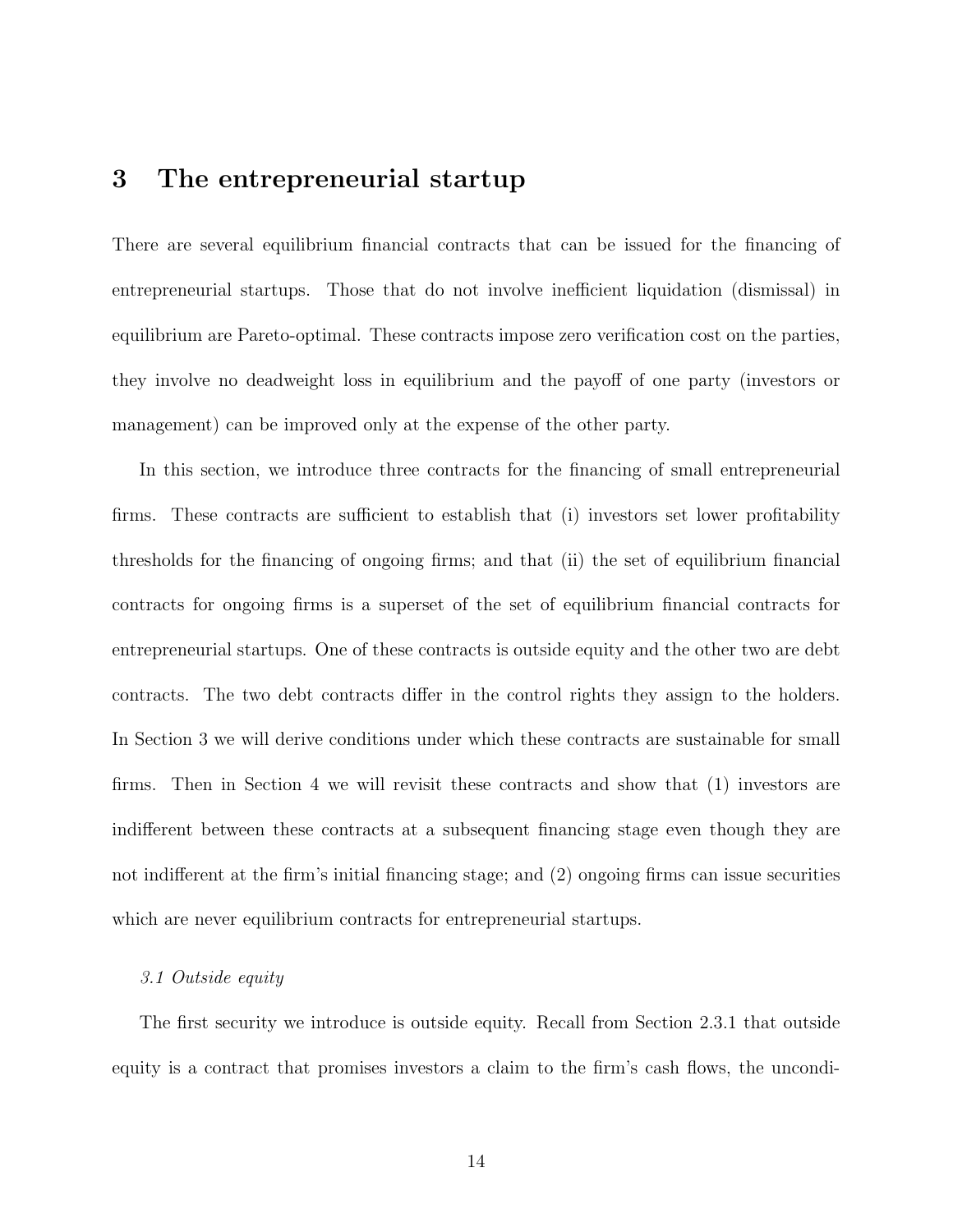# 3 The entrepreneurial startup

There are several equilibrium financial contracts that can be issued for the financing of entrepreneurial startups. Those that do not involve inefficient liquidation (dismissal) in equilibrium are Pareto-optimal. These contracts impose zero verification cost on the parties, they involve no deadweight loss in equilibrium and the payoff of one party (investors or management) can be improved only at the expense of the other party.

In this section, we introduce three contracts for the financing of small entrepreneurial firms. These contracts are sufficient to establish that (i) investors set lower profitability thresholds for the financing of ongoing firms; and that (ii) the set of equilibrium financial contracts for ongoing firms is a superset of the set of equilibrium financial contracts for entrepreneurial startups. One of these contracts is outside equity and the other two are debt contracts. The two debt contracts differ in the control rights they assign to the holders. In Section 3 we will derive conditions under which these contracts are sustainable for small firms. Then in Section 4 we will revisit these contracts and show that (1) investors are indifferent between these contracts at a subsequent financing stage even though they are not indifferent at the firm's initial financing stage; and (2) ongoing firms can issue securities which are never equilibrium contracts for entrepreneurial startups.

*3.1 Outside equity*

The first security we introduce is outside equity. Recall from Section 2.3.1 that outside equity is a contract that promises investors a claim to the firm's cash flows, the uncondi-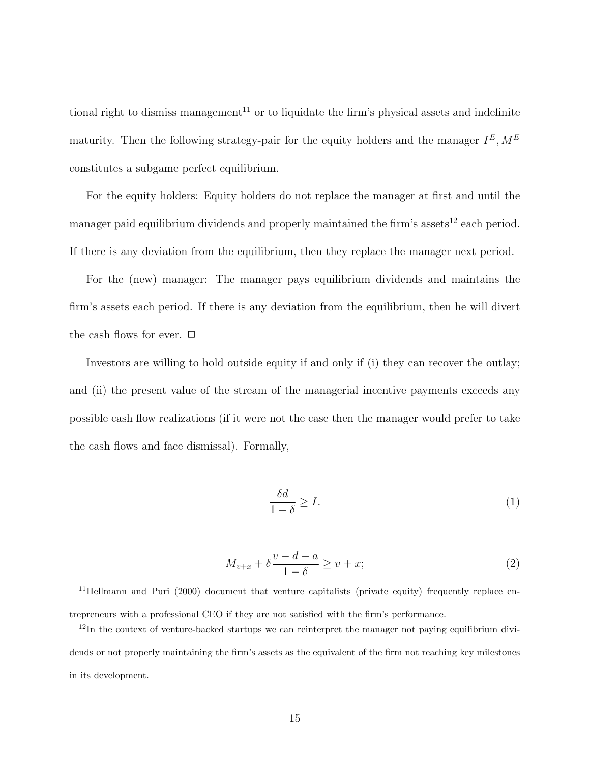tional right to dismiss management[11] or to liquidate the firm's physical assets and indefinite maturity. Then the following strategy-pair for the equity holders and the manager $I^E, M^E$ constitutes a subgame perfect equilibrium.

For the equity holders: Equity holders do not replace the manager at first and until the manager paid equilibrium dividends and properly maintained the firm's assets[12] each period. If there is any deviation from the equilibrium, then they replace the manager next period.

For the (new) manager: The manager pays equilibrium dividends and maintains the firm's assets each period. If there is any deviation from the equilibrium, then he will divert the cash flows for ever. $\square$

Investors are willing to hold outside equity if and only if (i) they can recover the outlay; and (ii) the present value of the stream of the managerial incentive payments exceeds any possible cash flow realizations (if it were not the case then the manager would prefer to take the cash flows and face dismissal). Formally,

$$\frac{\delta d}{1-\delta} \geq I. \tag{1}$$

$$M_{v+x} + \delta \frac{v-d-a}{1-\delta} \geq v + x; \tag{2}$$

[11] Hellmann and Puri (2000) document that venture capitalists (private equity) frequently replace entrepreneurs with a professional CEO if they are not satisfied with the firm's performance.

[12] In the context of venture-backed startups we can reinterpret the manager not paying equilibrium dividends or not properly maintaining the firm's assets as the equivalent of the firm not reaching key milestones in its development.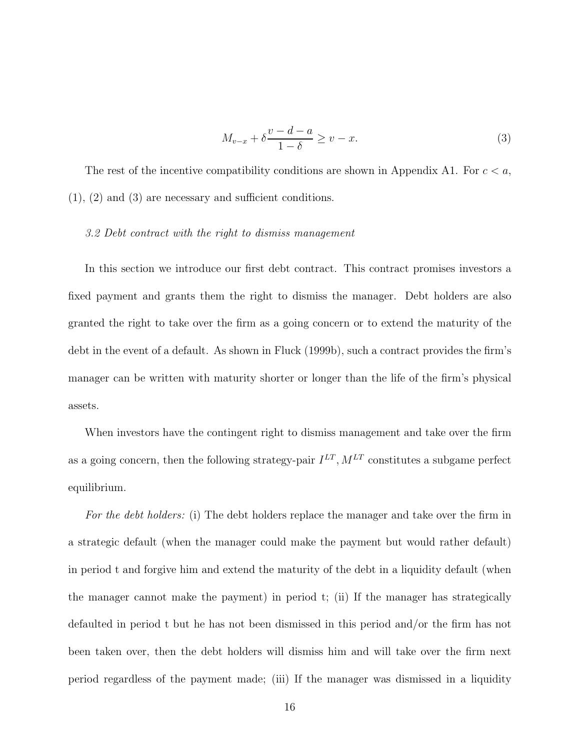$$M_{v-x} + \delta \frac{v-d-a}{1-\delta} \geq v - x. \tag{3}$$

The rest of the incentive compatibility conditions are shown in Appendix A1. For $c < a$, (1), (2) and (3) are necessary and sufficient conditions.

*3.2 Debt contract with the right to dismiss management*

In this section we introduce our first debt contract. This contract promises investors a fixed payment and grants them the right to dismiss the manager. Debt holders are also granted the right to take over the firm as a going concern or to extend the maturity of the debt in the event of a default. As shown in Fluck (1999b), such a contract provides the firm's manager can be written with maturity shorter or longer than the life of the firm's physical assets.

When investors have the contingent right to dismiss management and take over the firm as a going concern, then the following strategy-pair $I^{LT}, M^{LT}$ constitutes a subgame perfect equilibrium.

*For the debt holders:* (i) The debt holders replace the manager and take over the firm in a strategic default (when the manager could make the payment but would rather default) in period t and forgive him and extend the maturity of the debt in a liquidity default (when the manager cannot make the payment) in period t; (ii) If the manager has strategically defaulted in period t but he has not been dismissed in this period and/or the firm has not been taken over, then the debt holders will dismiss him and will take over the firm next period regardless of the payment made; (iii) If the manager was dismissed in a liquidity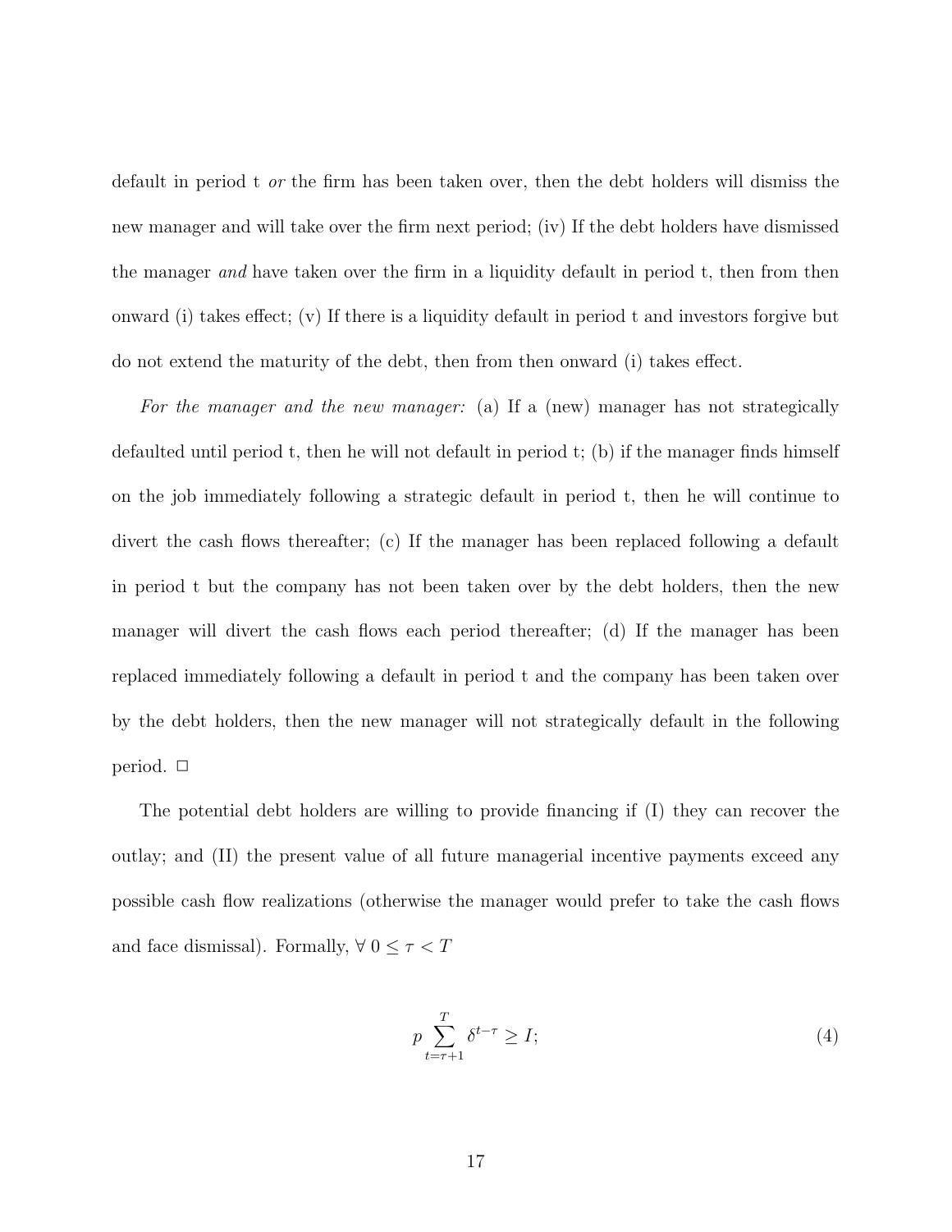default in period t *or* the firm has been taken over, then the debt holders will dismiss the new manager and will take over the firm next period; (iv) If the debt holders have dismissed the manager *and* have taken over the firm in a liquidity default in period t, then from then onward (i) takes effect; (v) If there is a liquidity default in period t and investors forgive but do not extend the maturity of the debt, then from then onward (i) takes effect.

*For the manager and the new manager:* (a) If a (new) manager has not strategically defaulted until period t, then he will not default in period t; (b) if the manager finds himself on the job immediately following a strategic default in period t, then he will continue to divert the cash flows thereafter; (c) If the manager has been replaced following a default in period t but the company has not been taken over by the debt holders, then the new manager will divert the cash flows each period thereafter; (d) If the manager has been replaced immediately following a default in period t and the company has been taken over by the debt holders, then the new manager will not strategically default in the following period. □

The potential debt holders are willing to provide financing if (I) they can recover the outlay; and (II) the present value of all future managerial incentive payments exceed any possible cash flow realizations (otherwise the manager would prefer to take the cash flows and face dismissal). Formally, $\forall\ 0 \leq \tau < T$

$$p \sum_{t=\tau+1}^{T} \delta^{t-\tau} \geq I; \tag{4}$$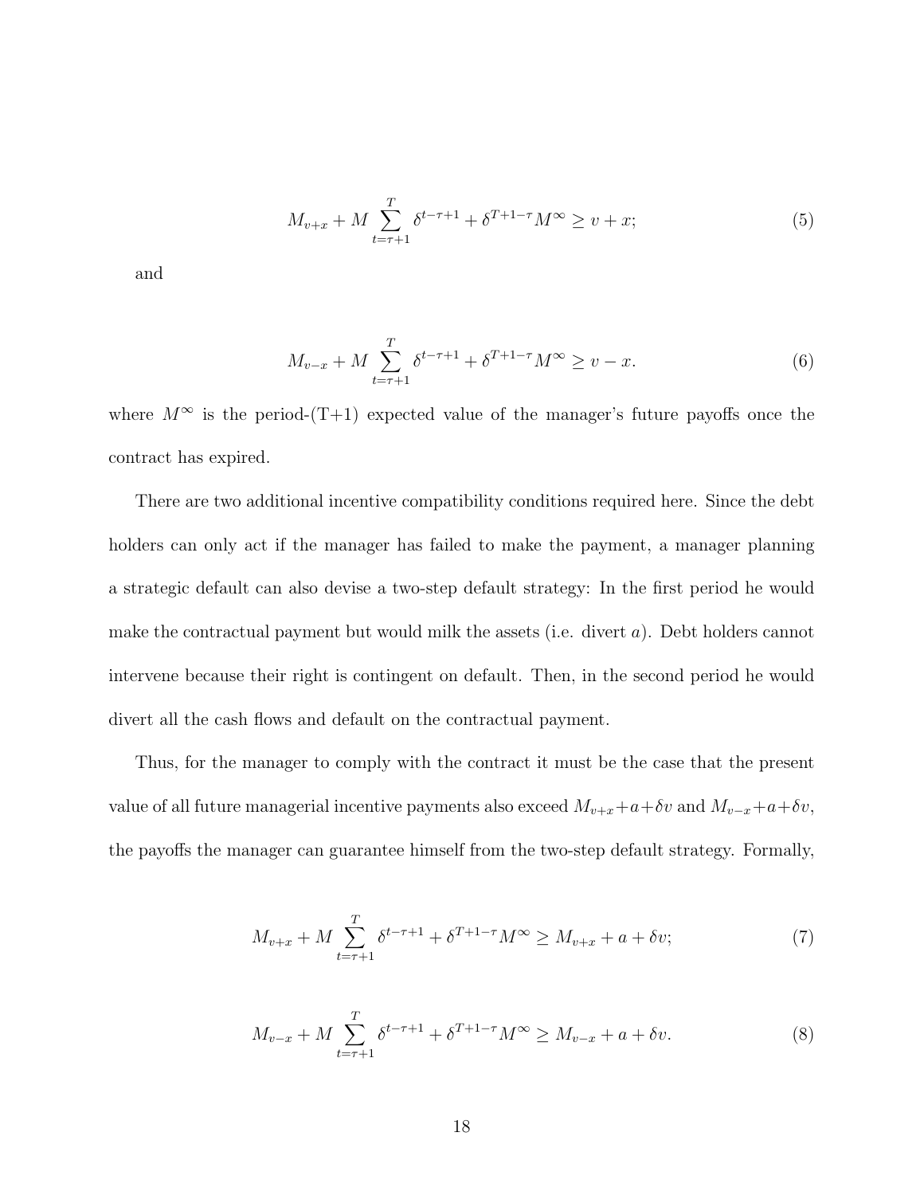$$M_{v+x} + M \sum_{t=\tau+1}^{T} \delta^{t-\tau+1} + \delta^{T+1-\tau} M^{\infty} \geq v + x; \tag{5}$$

and

$$M_{v-x} + M \sum_{t=\tau+1}^{T} \delta^{t-\tau+1} + \delta^{T+1-\tau} M^{\infty} \geq v - x. \tag{6}$$

where $M^{\infty}$ is the period-(T+1) expected value of the manager's future payoffs once the contract has expired.

There are two additional incentive compatibility conditions required here. Since the debt holders can only act if the manager has failed to make the payment, a manager planning a strategic default can also devise a two-step default strategy: In the first period he would make the contractual payment but would milk the assets (i.e. divert $a$). Debt holders cannot intervene because their right is contingent on default. Then, in the second period he would divert all the cash flows and default on the contractual payment.

Thus, for the manager to comply with the contract it must be the case that the present value of all future managerial incentive payments also exceed $M_{v+x}+a+\delta v$ and $M_{v-x}+a+\delta v$, the payoffs the manager can guarantee himself from the two-step default strategy. Formally,

$$M_{v+x} + M \sum_{t=\tau+1}^{T} \delta^{t-\tau+1} + \delta^{T+1-\tau} M^{\infty} \geq M_{v+x} + a + \delta v; \tag{7}$$

$$M_{v-x} + M \sum_{t=\tau+1}^{T} \delta^{t-\tau+1} + \delta^{T+1-\tau} M^{\infty} \geq M_{v-x} + a + \delta v. \tag{8}$$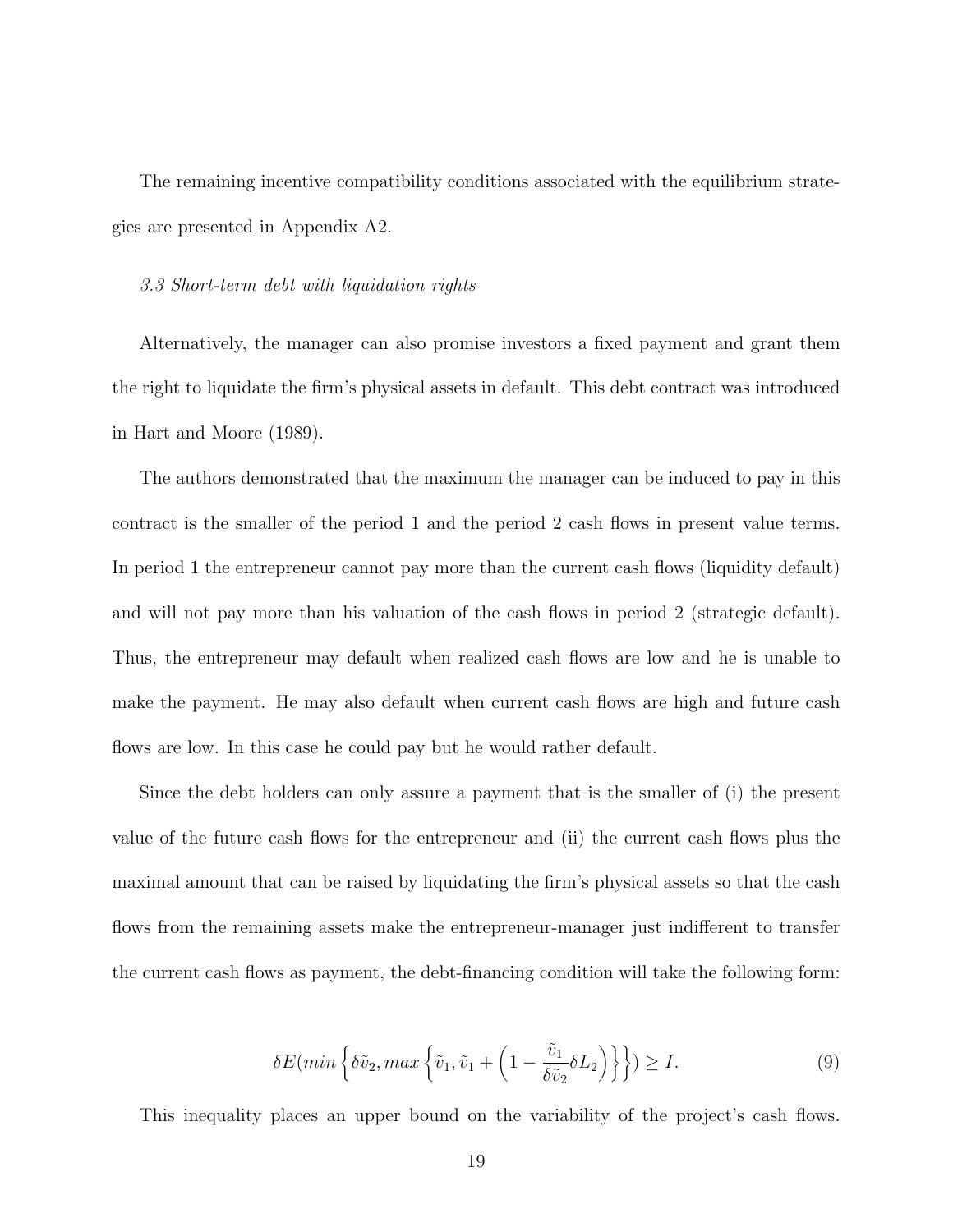The remaining incentive compatibility conditions associated with the equilibrium strategies are presented in Appendix A2.

*3.3 Short-term debt with liquidation rights*

Alternatively, the manager can also promise investors a fixed payment and grant them the right to liquidate the firm's physical assets in default. This debt contract was introduced in Hart and Moore (1989).

The authors demonstrated that the maximum the manager can be induced to pay in this contract is the smaller of the period 1 and the period 2 cash flows in present value terms. In period 1 the entrepreneur cannot pay more than the current cash flows (liquidity default) and will not pay more than his valuation of the cash flows in period 2 (strategic default). Thus, the entrepreneur may default when realized cash flows are low and he is unable to make the payment. He may also default when current cash flows are high and future cash flows are low. In this case he could pay but he would rather default.

Since the debt holders can only assure a payment that is the smaller of (i) the present value of the future cash flows for the entrepreneur and (ii) the current cash flows plus the maximal amount that can be raised by liquidating the firm's physical assets so that the cash flows from the remaining assets make the entrepreneur-manager just indifferent to transfer the current cash flows as payment, the debt-financing condition will take the following form:

$$\delta E(min\left\{\delta\tilde{v}_2, max\left\{\tilde{v}_1, \tilde{v}_1 + \left(1 - \frac{\tilde{v}_1}{\delta\tilde{v}_2}\delta L_2\right)\right\}\right\}) \geq I. \tag{9}$$

This inequality places an upper bound on the variability of the project's cash flows.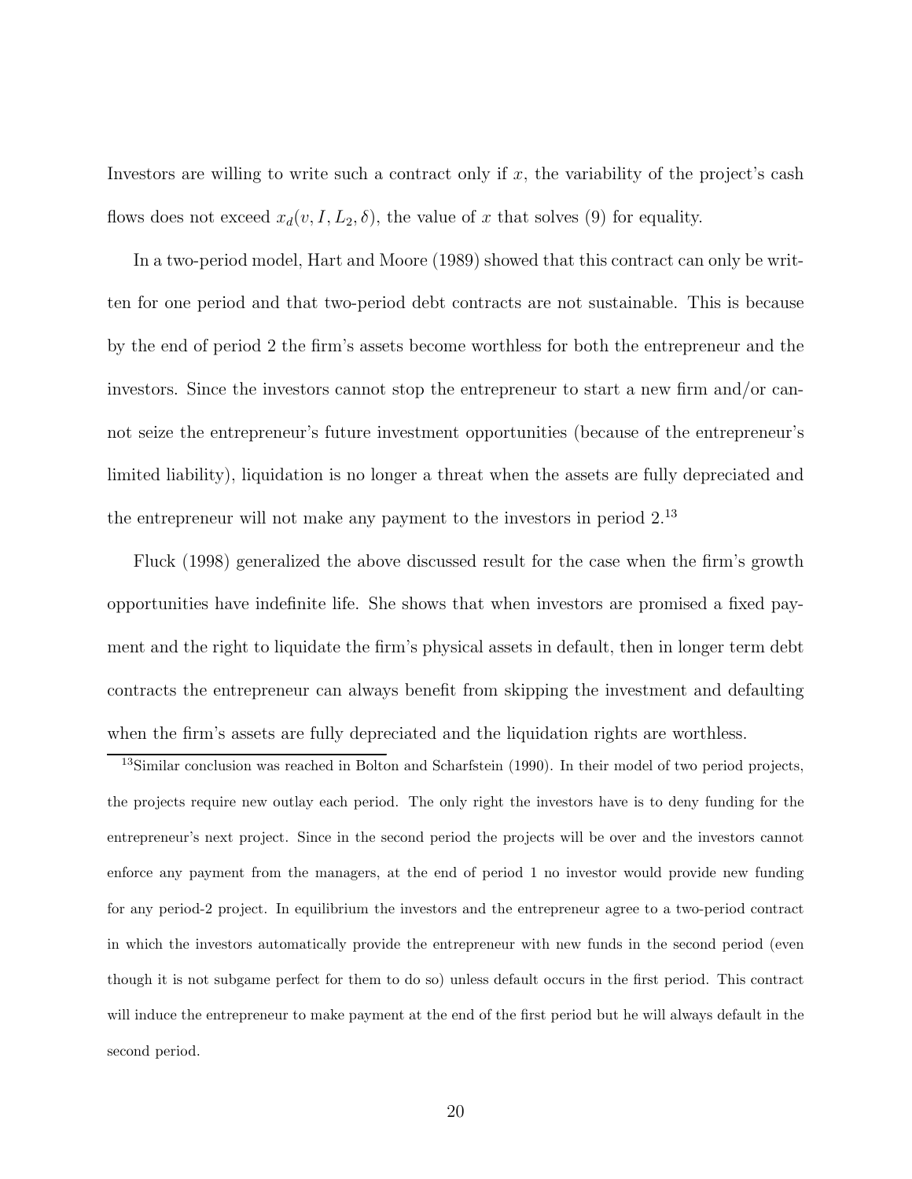Investors are willing to write such a contract only if $x$, the variability of the project's cash flows does not exceed $x_d(v, I, L_2, \delta)$, the value of $x$ that solves (9) for equality.

In a two-period model, Hart and Moore (1989) showed that this contract can only be written for one period and that two-period debt contracts are not sustainable. This is because by the end of period 2 the firm's assets become worthless for both the entrepreneur and the investors. Since the investors cannot stop the entrepreneur to start a new firm and/or cannot seize the entrepreneur's future investment opportunities (because of the entrepreneur's limited liability), liquidation is no longer a threat when the assets are fully depreciated and the entrepreneur will not make any payment to the investors in period 2.[13]

Fluck (1998) generalized the above discussed result for the case when the firm's growth opportunities have indefinite life. She shows that when investors are promised a fixed payment and the right to liquidate the firm's physical assets in default, then in longer term debt contracts the entrepreneur can always benefit from skipping the investment and defaulting when the firm's assets are fully depreciated and the liquidation rights are worthless.

[13] Similar conclusion was reached in Bolton and Scharfstein (1990). In their model of two period projects, the projects require new outlay each period. The only right the investors have is to deny funding for the entrepreneur's next project. Since in the second period the projects will be over and the investors cannot enforce any payment from the managers, at the end of period 1 no investor would provide new funding for any period-2 project. In equilibrium the investors and the entrepreneur agree to a two-period contract in which the investors automatically provide the entrepreneur with new funds in the second period (even though it is not subgame perfect for them to do so) unless default occurs in the first period. This contract will induce the entrepreneur to make payment at the end of the first period but he will always default in the second period.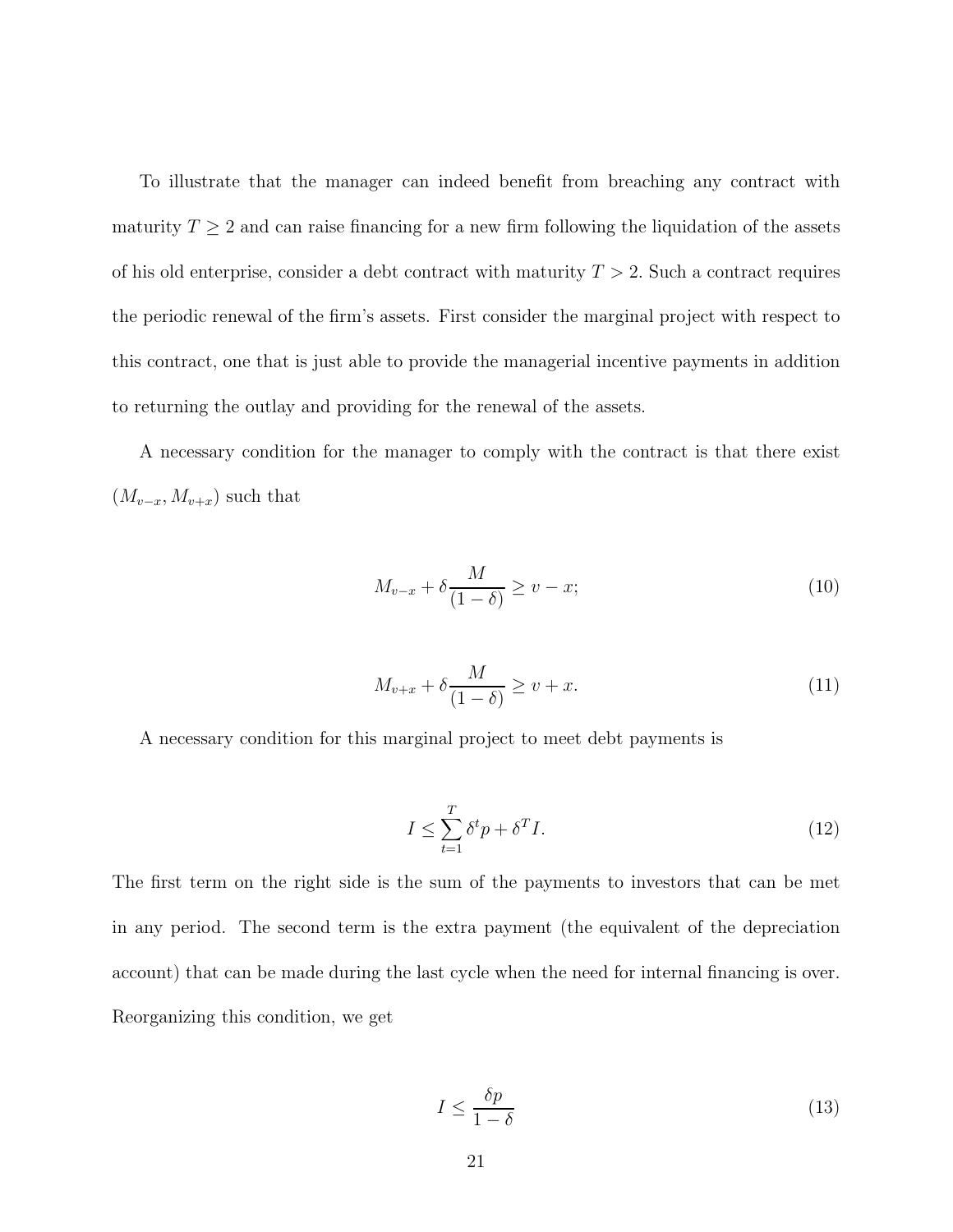To illustrate that the manager can indeed benefit from breaching any contract with maturity $T \geq 2$ and can raise financing for a new firm following the liquidation of the assets of his old enterprise, consider a debt contract with maturity $T > 2$. Such a contract requires the periodic renewal of the firm's assets. First consider the marginal project with respect to this contract, one that is just able to provide the managerial incentive payments in addition to returning the outlay and providing for the renewal of the assets.

A necessary condition for the manager to comply with the contract is that there exist $(M_{v-x}, M_{v+x})$ such that

$$M_{v-x} + \delta \frac{M}{(1-\delta)} \geq v - x; \tag{10}$$

$$M_{v+x} + \delta \frac{M}{(1-\delta)} \geq v + x. \tag{11}$$

A necessary condition for this marginal project to meet debt payments is

$$I \leq \sum_{t=1}^{T} \delta^t p + \delta^T I. \tag{12}$$

The first term on the right side is the sum of the payments to investors that can be met in any period. The second term is the extra payment (the equivalent of the depreciation account) that can be made during the last cycle when the need for internal financing is over. Reorganizing this condition, we get

$$I \leq \frac{\delta p}{1-\delta} \tag{13}$$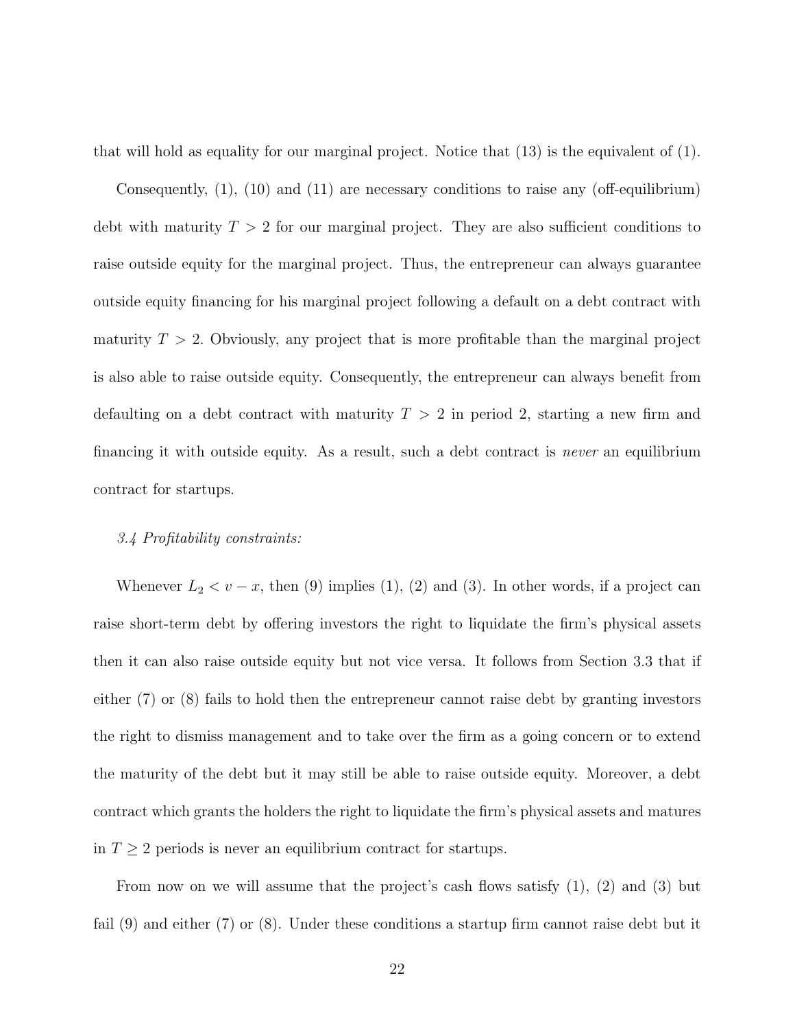that will hold as equality for our marginal project. Notice that (13) is the equivalent of (1).

Consequently, (1), (10) and (11) are necessary conditions to raise any (off-equilibrium) debt with maturity $T > 2$ for our marginal project. They are also sufficient conditions to raise outside equity for the marginal project. Thus, the entrepreneur can always guarantee outside equity financing for his marginal project following a default on a debt contract with maturity $T > 2$. Obviously, any project that is more profitable than the marginal project is also able to raise outside equity. Consequently, the entrepreneur can always benefit from defaulting on a debt contract with maturity $T > 2$ in period 2, starting a new firm and financing it with outside equity. As a result, such a debt contract is *never* an equilibrium contract for startups.

*3.4 Profitability constraints:*

Whenever $L_2 < v - x$, then (9) implies (1), (2) and (3). In other words, if a project can raise short-term debt by offering investors the right to liquidate the firm's physical assets then it can also raise outside equity but not vice versa. It follows from Section 3.3 that if either (7) or (8) fails to hold then the entrepreneur cannot raise debt by granting investors the right to dismiss management and to take over the firm as a going concern or to extend the maturity of the debt but it may still be able to raise outside equity. Moreover, a debt contract which grants the holders the right to liquidate the firm's physical assets and matures in $T \geq 2$ periods is never an equilibrium contract for startups.

From now on we will assume that the project's cash flows satisfy (1), (2) and (3) but fail (9) and either (7) or (8). Under these conditions a startup firm cannot raise debt but it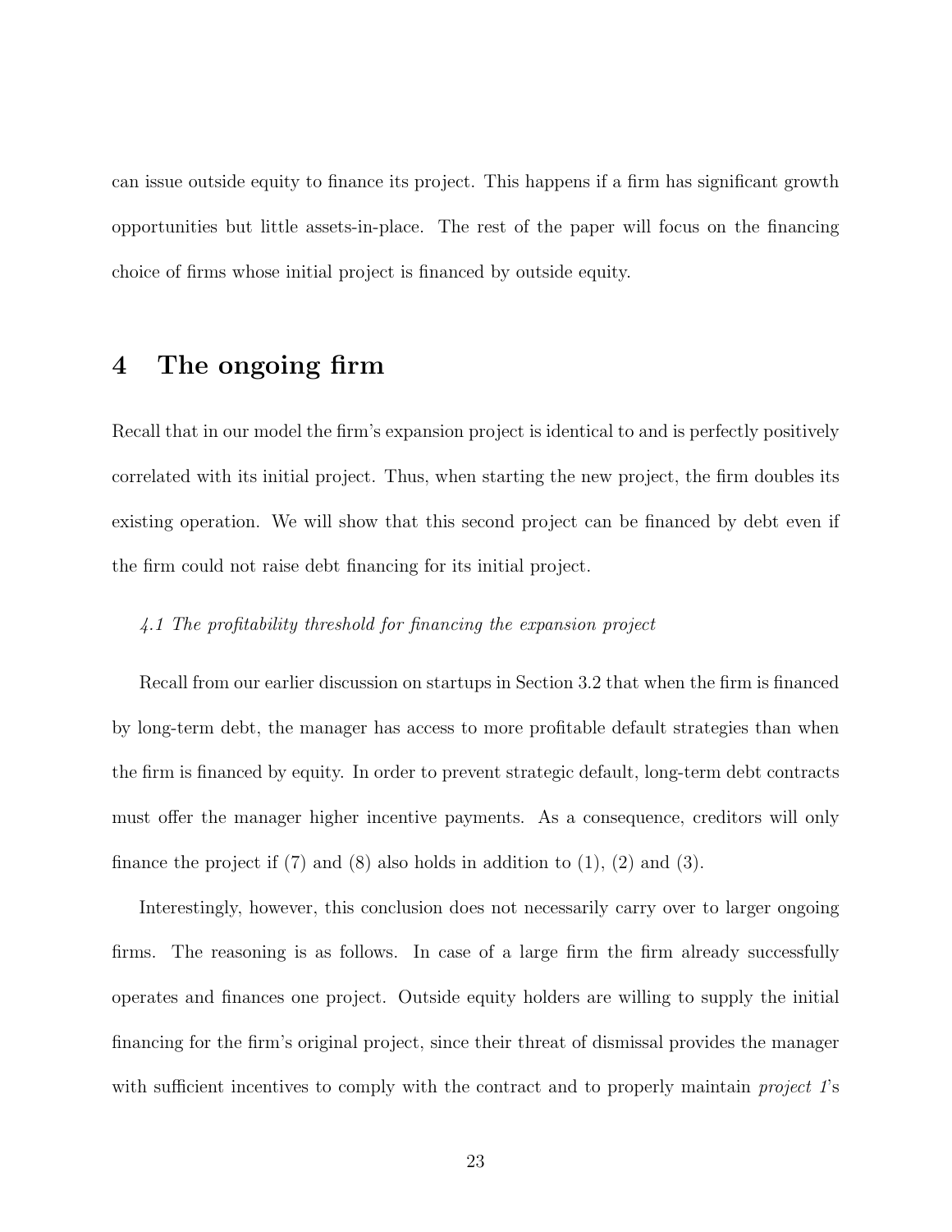can issue outside equity to finance its project. This happens if a firm has significant growth opportunities but little assets-in-place. The rest of the paper will focus on the financing choice of firms whose initial project is financed by outside equity.

# 4 The ongoing firm

Recall that in our model the firm's expansion project is identical to and is perfectly positively correlated with its initial project. Thus, when starting the new project, the firm doubles its existing operation. We will show that this second project can be financed by debt even if the firm could not raise debt financing for its initial project.

*4.1 The profitability threshold for financing the expansion project*

Recall from our earlier discussion on startups in Section 3.2 that when the firm is financed by long-term debt, the manager has access to more profitable default strategies than when the firm is financed by equity. In order to prevent strategic default, long-term debt contracts must offer the manager higher incentive payments. As a consequence, creditors will only finance the project if (7) and (8) also holds in addition to (1), (2) and (3).

Interestingly, however, this conclusion does not necessarily carry over to larger ongoing firms. The reasoning is as follows. In case of a large firm the firm already successfully operates and finances one project. Outside equity holders are willing to supply the initial financing for the firm's original project, since their threat of dismissal provides the manager with sufficient incentives to comply with the contract and to properly maintain *project 1*'s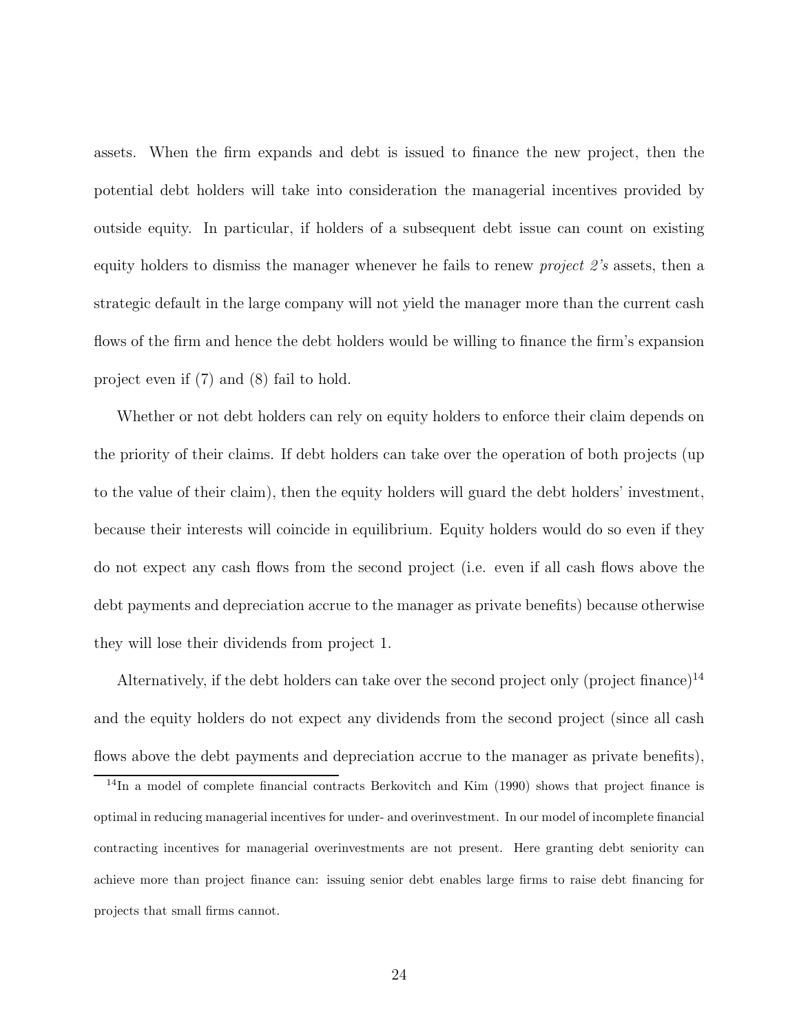assets. When the firm expands and debt is issued to finance the new project, then the potential debt holders will take into consideration the managerial incentives provided by outside equity. In particular, if holders of a subsequent debt issue can count on existing equity holders to dismiss the manager whenever he fails to renew *project 2's* assets, then a strategic default in the large company will not yield the manager more than the current cash flows of the firm and hence the debt holders would be willing to finance the firm's expansion project even if (7) and (8) fail to hold.

Whether or not debt holders can rely on equity holders to enforce their claim depends on the priority of their claims. If debt holders can take over the operation of both projects (up to the value of their claim), then the equity holders will guard the debt holders' investment, because their interests will coincide in equilibrium. Equity holders would do so even if they do not expect any cash flows from the second project (i.e. even if all cash flows above the debt payments and depreciation accrue to the manager as private benefits) because otherwise they will lose their dividends from project 1.

Alternatively, if the debt holders can take over the second project only (project finance)[14] and the equity holders do not expect any dividends from the second project (since all cash flows above the debt payments and depreciation accrue to the manager as private benefits),

[14] In a model of complete financial contracts Berkovitch and Kim (1990) shows that project finance is optimal in reducing managerial incentives for under- and overinvestment. In our model of incomplete financial contracting incentives for managerial overinvestments are not present. Here granting debt seniority can achieve more than project finance can: issuing senior debt enables large firms to raise debt financing for projects that small firms cannot.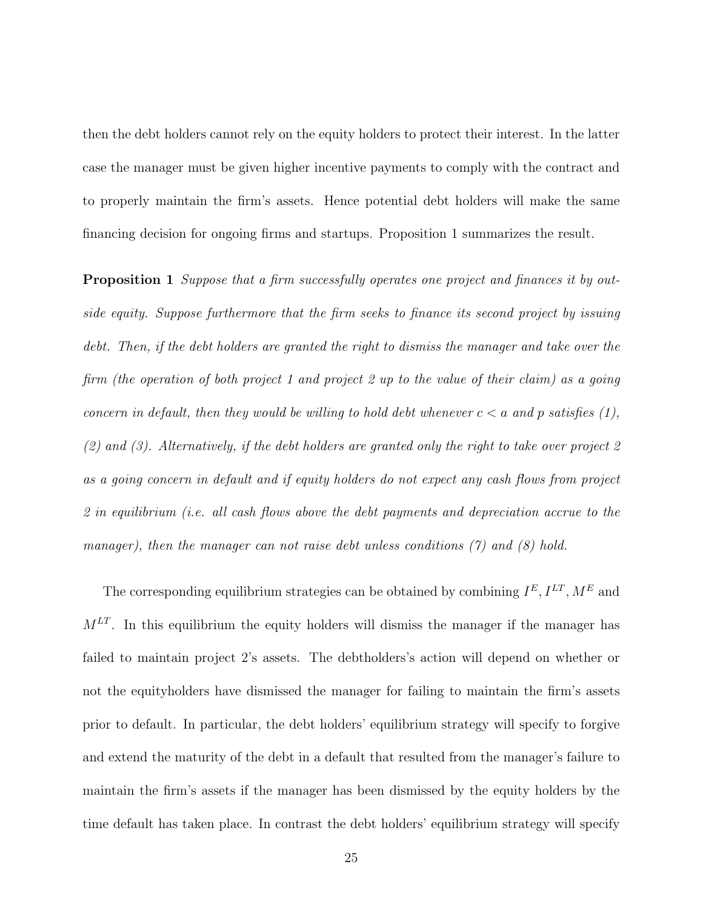then the debt holders cannot rely on the equity holders to protect their interest. In the latter case the manager must be given higher incentive payments to comply with the contract and to properly maintain the firm's assets. Hence potential debt holders will make the same financing decision for ongoing firms and startups. Proposition 1 summarizes the result.

**Proposition 1** *Suppose that a firm successfully operates one project and finances it by outside equity. Suppose furthermore that the firm seeks to finance its second project by issuing debt. Then, if the debt holders are granted the right to dismiss the manager and take over the firm (the operation of both project 1 and project 2 up to the value of their claim) as a going concern in default, then they would be willing to hold debt whenever $c < a$ and $p$ satisfies (1), (2) and (3). Alternatively, if the debt holders are granted only the right to take over project 2 as a going concern in default and if equity holders do not expect any cash flows from project 2 in equilibrium (i.e. all cash flows above the debt payments and depreciation accrue to the manager), then the manager can not raise debt unless conditions (7) and (8) hold.*

The corresponding equilibrium strategies can be obtained by combining $I^E, I^{LT}, M^E$ and $M^{LT}$. In this equilibrium the equity holders will dismiss the manager if the manager has failed to maintain project 2's assets. The debtholders's action will depend on whether or not the equityholders have dismissed the manager for failing to maintain the firm's assets prior to default. In particular, the debt holders' equilibrium strategy will specify to forgive and extend the maturity of the debt in a default that resulted from the manager's failure to maintain the firm's assets if the manager has been dismissed by the equity holders by the time default has taken place. In contrast the debt holders' equilibrium strategy will specify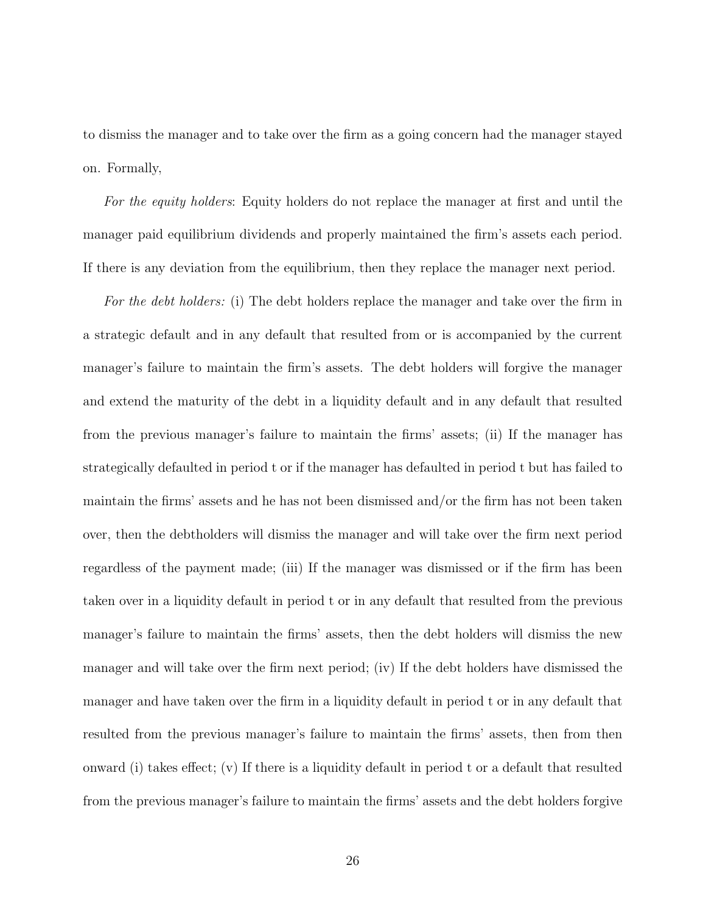to dismiss the manager and to take over the firm as a going concern had the manager stayed on. Formally,

*For the equity holders*: Equity holders do not replace the manager at first and until the manager paid equilibrium dividends and properly maintained the firm's assets each period. If there is any deviation from the equilibrium, then they replace the manager next period.

*For the debt holders:* (i) The debt holders replace the manager and take over the firm in a strategic default and in any default that resulted from or is accompanied by the current manager's failure to maintain the firm's assets. The debt holders will forgive the manager and extend the maturity of the debt in a liquidity default and in any default that resulted from the previous manager's failure to maintain the firms' assets; (ii) If the manager has strategically defaulted in period t or if the manager has defaulted in period t but has failed to maintain the firms' assets and he has not been dismissed and/or the firm has not been taken over, then the debtholders will dismiss the manager and will take over the firm next period regardless of the payment made; (iii) If the manager was dismissed or if the firm has been taken over in a liquidity default in period t or in any default that resulted from the previous manager's failure to maintain the firms' assets, then the debt holders will dismiss the new manager and will take over the firm next period; (iv) If the debt holders have dismissed the manager and have taken over the firm in a liquidity default in period t or in any default that resulted from the previous manager's failure to maintain the firms' assets, then from then onward (i) takes effect; (v) If there is a liquidity default in period t or a default that resulted from the previous manager's failure to maintain the firms' assets and the debt holders forgive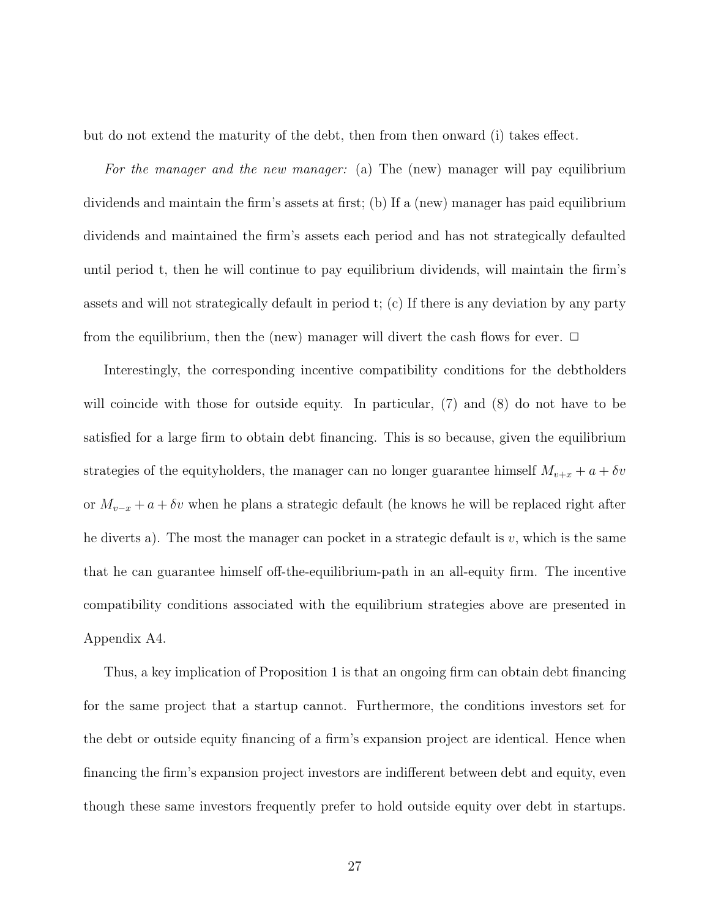but do not extend the maturity of the debt, then from then onward (i) takes effect.

*For the manager and the new manager:* (a) The (new) manager will pay equilibrium dividends and maintain the firm's assets at first; (b) If a (new) manager has paid equilibrium dividends and maintained the firm's assets each period and has not strategically defaulted until period t, then he will continue to pay equilibrium dividends, will maintain the firm's assets and will not strategically default in period t; (c) If there is any deviation by any party from the equilibrium, then the (new) manager will divert the cash flows for ever. □

Interestingly, the corresponding incentive compatibility conditions for the debtholders will coincide with those for outside equity. In particular, (7) and (8) do not have to be satisfied for a large firm to obtain debt financing. This is so because, given the equilibrium strategies of the equityholders, the manager can no longer guarantee himself $M_{v+x} + a + \delta v$ or $M_{v-x} + a + \delta v$ when he plans a strategic default (he knows he will be replaced right after he diverts a). The most the manager can pocket in a strategic default is $v$, which is the same that he can guarantee himself off-the-equilibrium-path in an all-equity firm. The incentive compatibility conditions associated with the equilibrium strategies above are presented in Appendix A4.

Thus, a key implication of Proposition 1 is that an ongoing firm can obtain debt financing for the same project that a startup cannot. Furthermore, the conditions investors set for the debt or outside equity financing of a firm's expansion project are identical. Hence when financing the firm's expansion project investors are indifferent between debt and equity, even though these same investors frequently prefer to hold outside equity over debt in startups.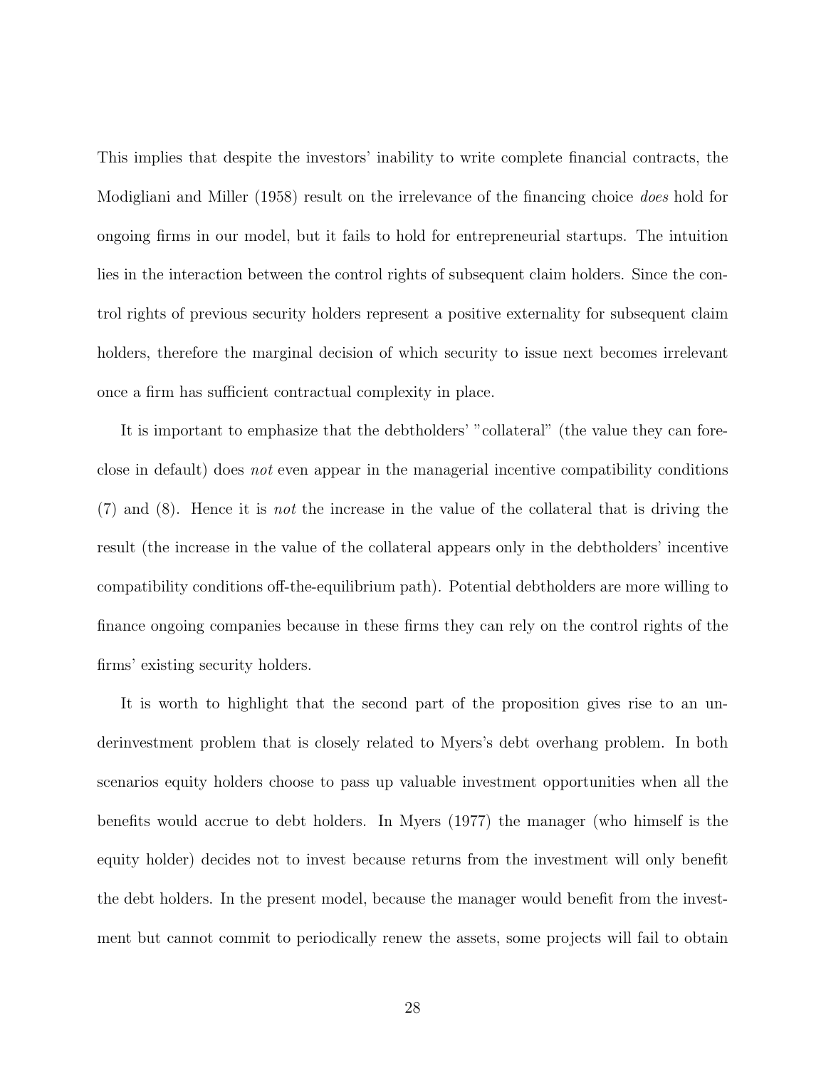This implies that despite the investors' inability to write complete financial contracts, the Modigliani and Miller (1958) result on the irrelevance of the financing choice *does* hold for ongoing firms in our model, but it fails to hold for entrepreneurial startups. The intuition lies in the interaction between the control rights of subsequent claim holders. Since the control rights of previous security holders represent a positive externality for subsequent claim holders, therefore the marginal decision of which security to issue next becomes irrelevant once a firm has sufficient contractual complexity in place.

It is important to emphasize that the debtholders' "collateral" (the value they can foreclose in default) does *not* even appear in the managerial incentive compatibility conditions (7) and (8). Hence it is *not* the increase in the value of the collateral that is driving the result (the increase in the value of the collateral appears only in the debtholders' incentive compatibility conditions off-the-equilibrium path). Potential debtholders are more willing to finance ongoing companies because in these firms they can rely on the control rights of the firms' existing security holders.

It is worth to highlight that the second part of the proposition gives rise to an underinvestment problem that is closely related to Myers's debt overhang problem. In both scenarios equity holders choose to pass up valuable investment opportunities when all the benefits would accrue to debt holders. In Myers (1977) the manager (who himself is the equity holder) decides not to invest because returns from the investment will only benefit the debt holders. In the present model, because the manager would benefit from the investment but cannot commit to periodically renew the assets, some projects will fail to obtain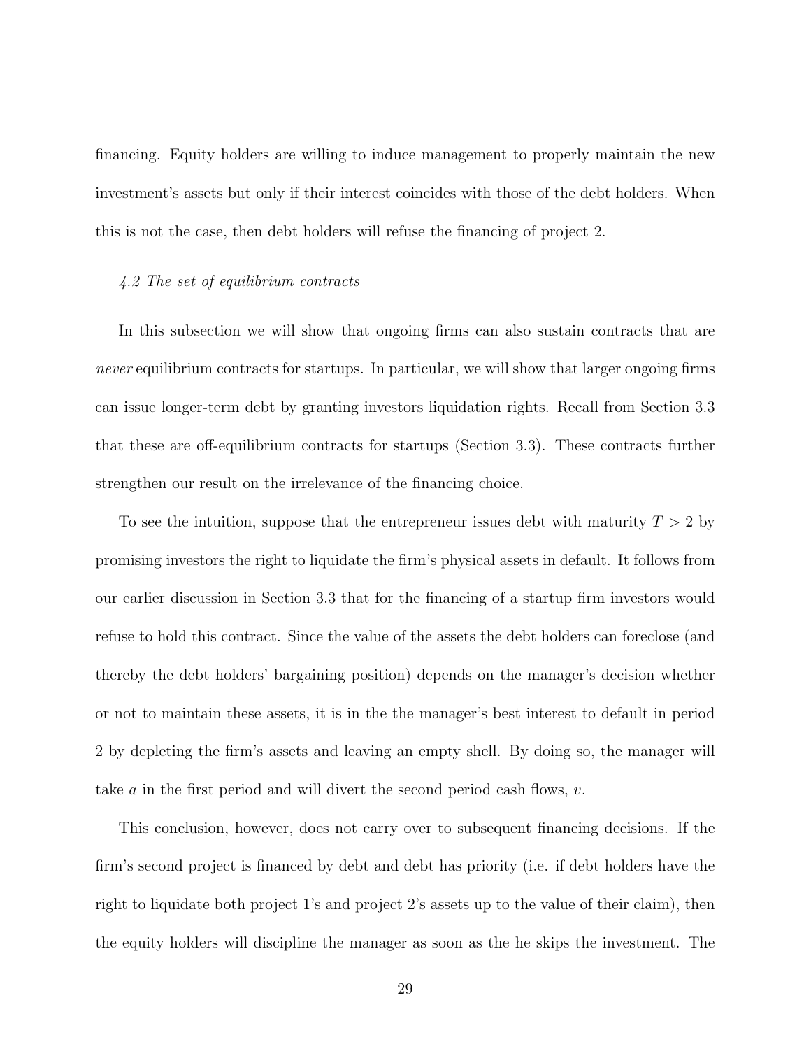financing. Equity holders are willing to induce management to properly maintain the new investment's assets but only if their interest coincides with those of the debt holders. When this is not the case, then debt holders will refuse the financing of project 2.

### *4.2 The set of equilibrium contracts*

In this subsection we will show that ongoing firms can also sustain contracts that are *never* equilibrium contracts for startups. In particular, we will show that larger ongoing firms can issue longer-term debt by granting investors liquidation rights. Recall from Section 3.3 that these are off-equilibrium contracts for startups (Section 3.3). These contracts further strengthen our result on the irrelevance of the financing choice.

To see the intuition, suppose that the entrepreneur issues debt with maturity $T > 2$ by promising investors the right to liquidate the firm's physical assets in default. It follows from our earlier discussion in Section 3.3 that for the financing of a startup firm investors would refuse to hold this contract. Since the value of the assets the debt holders can foreclose (and thereby the debt holders' bargaining position) depends on the manager's decision whether or not to maintain these assets, it is in the the manager's best interest to default in period 2 by depleting the firm's assets and leaving an empty shell. By doing so, the manager will take $a$ in the first period and will divert the second period cash flows, $v$.

This conclusion, however, does not carry over to subsequent financing decisions. If the firm's second project is financed by debt and debt has priority (i.e. if debt holders have the right to liquidate both project 1's and project 2's assets up to the value of their claim), then the equity holders will discipline the manager as soon as the he skips the investment. The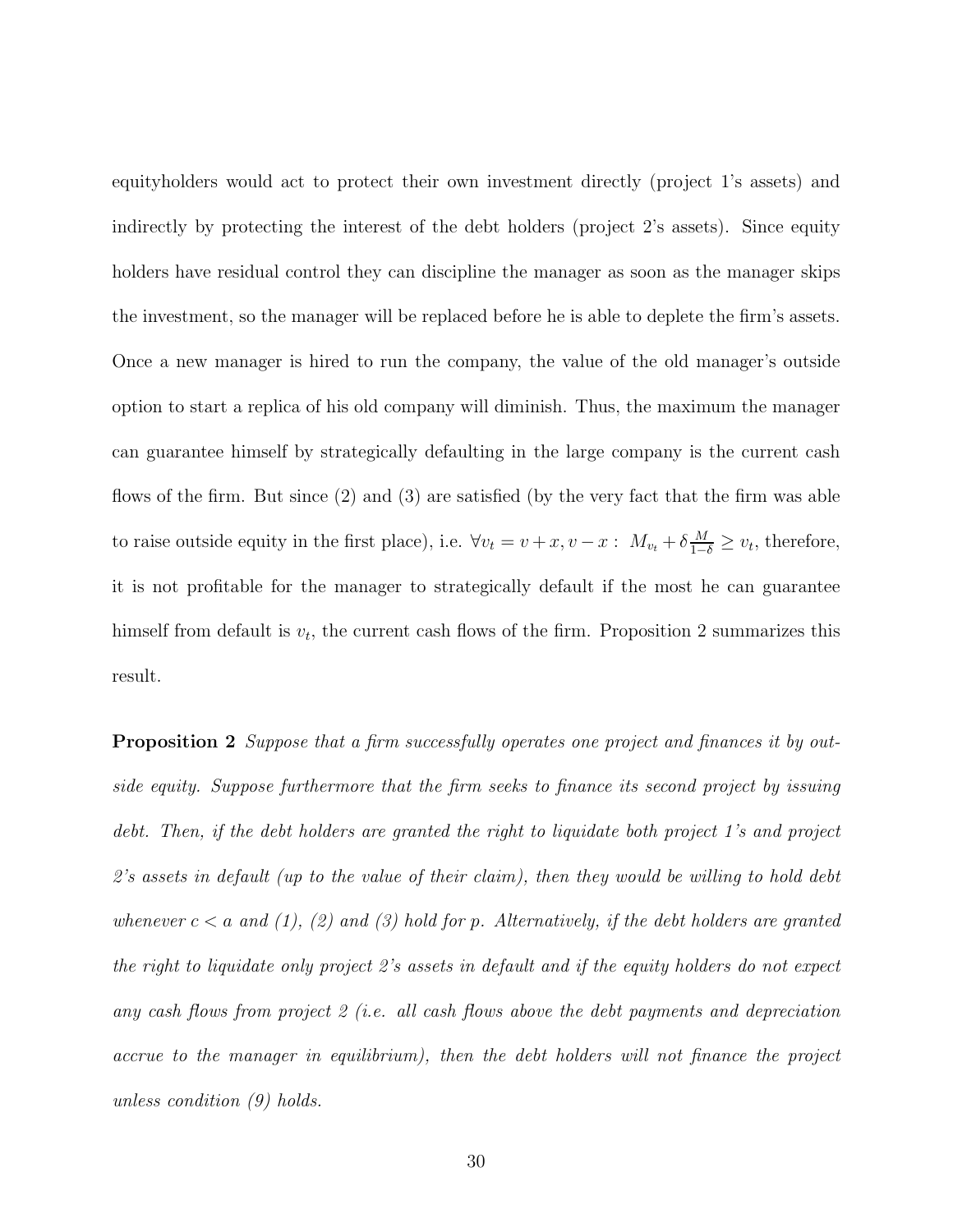equityholders would act to protect their own investment directly (project 1's assets) and indirectly by protecting the interest of the debt holders (project 2's assets). Since equity holders have residual control they can discipline the manager as soon as the manager skips the investment, so the manager will be replaced before he is able to deplete the firm's assets. Once a new manager is hired to run the company, the value of the old manager's outside option to start a replica of his old company will diminish. Thus, the maximum the manager can guarantee himself by strategically defaulting in the large company is the current cash flows of the firm. But since (2) and (3) are satisfied (by the very fact that the firm was able to raise outside equity in the first place), i.e. $\forall v_t = v + x, v - x : \; M_{v_t} + \delta \frac{M}{1-\delta} \geq v_t$, therefore, it is not profitable for the manager to strategically default if the most he can guarantee himself from default is $v_t$, the current cash flows of the firm. Proposition 2 summarizes this result.

**Proposition 2** *Suppose that a firm successfully operates one project and finances it by outside equity. Suppose furthermore that the firm seeks to finance its second project by issuing debt. Then, if the debt holders are granted the right to liquidate both project 1's and project 2's assets in default (up to the value of their claim), then they would be willing to hold debt whenever $c < a$ and (1), (2) and (3) hold for $p$. Alternatively, if the debt holders are granted the right to liquidate only project 2's assets in default and if the equity holders do not expect any cash flows from project 2 (i.e. all cash flows above the debt payments and depreciation accrue to the manager in equilibrium), then the debt holders will not finance the project unless condition (9) holds.*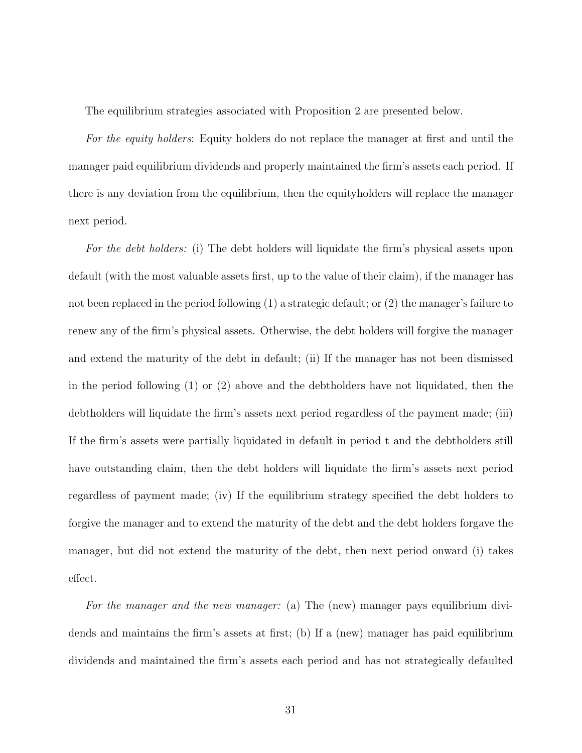The equilibrium strategies associated with Proposition 2 are presented below.

*For the equity holders*: Equity holders do not replace the manager at first and until the manager paid equilibrium dividends and properly maintained the firm's assets each period. If there is any deviation from the equilibrium, then the equityholders will replace the manager next period.

*For the debt holders:* (i) The debt holders will liquidate the firm's physical assets upon default (with the most valuable assets first, up to the value of their claim), if the manager has not been replaced in the period following (1) a strategic default; or (2) the manager's failure to renew any of the firm's physical assets. Otherwise, the debt holders will forgive the manager and extend the maturity of the debt in default; (ii) If the manager has not been dismissed in the period following (1) or (2) above and the debtholders have not liquidated, then the debtholders will liquidate the firm's assets next period regardless of the payment made; (iii) If the firm's assets were partially liquidated in default in period t and the debtholders still have outstanding claim, then the debt holders will liquidate the firm's assets next period regardless of payment made; (iv) If the equilibrium strategy specified the debt holders to forgive the manager and to extend the maturity of the debt and the debt holders forgave the manager, but did not extend the maturity of the debt, then next period onward (i) takes effect.

*For the manager and the new manager:* (a) The (new) manager pays equilibrium dividends and maintains the firm's assets at first; (b) If a (new) manager has paid equilibrium dividends and maintained the firm's assets each period and has not strategically defaulted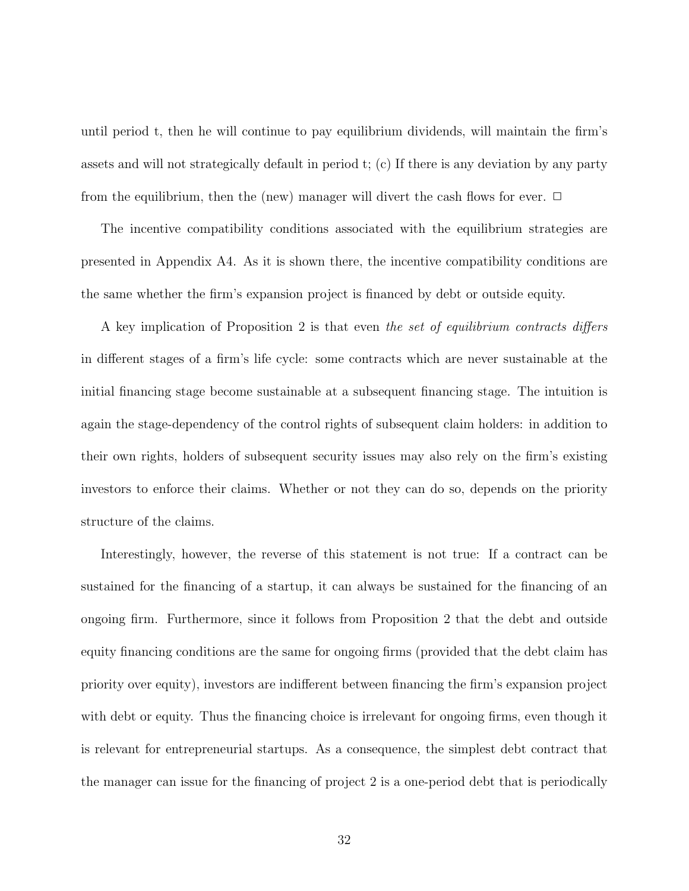until period t, then he will continue to pay equilibrium dividends, will maintain the firm's assets and will not strategically default in period t; (c) If there is any deviation by any party from the equilibrium, then the (new) manager will divert the cash flows for ever. □

The incentive compatibility conditions associated with the equilibrium strategies are presented in Appendix A4. As it is shown there, the incentive compatibility conditions are the same whether the firm's expansion project is financed by debt or outside equity.

A key implication of Proposition 2 is that even *the set of equilibrium contracts differs* in different stages of a firm's life cycle: some contracts which are never sustainable at the initial financing stage become sustainable at a subsequent financing stage. The intuition is again the stage-dependency of the control rights of subsequent claim holders: in addition to their own rights, holders of subsequent security issues may also rely on the firm's existing investors to enforce their claims. Whether or not they can do so, depends on the priority structure of the claims.

Interestingly, however, the reverse of this statement is not true: If a contract can be sustained for the financing of a startup, it can always be sustained for the financing of an ongoing firm. Furthermore, since it follows from Proposition 2 that the debt and outside equity financing conditions are the same for ongoing firms (provided that the debt claim has priority over equity), investors are indifferent between financing the firm's expansion project with debt or equity. Thus the financing choice is irrelevant for ongoing firms, even though it is relevant for entrepreneurial startups. As a consequence, the simplest debt contract that the manager can issue for the financing of project 2 is a one-period debt that is periodically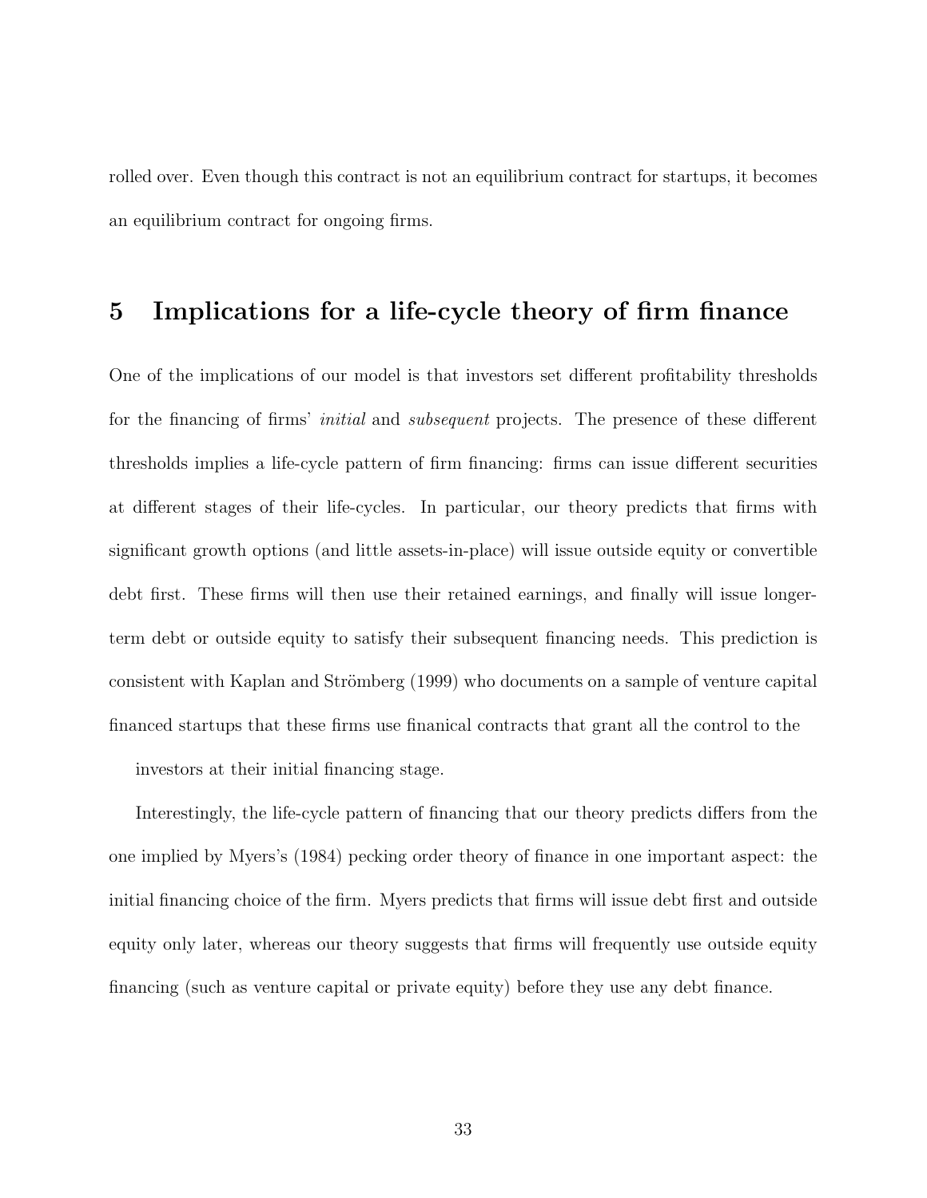rolled over. Even though this contract is not an equilibrium contract for startups, it becomes an equilibrium contract for ongoing firms.

# 5 Implications for a life-cycle theory of firm finance

One of the implications of our model is that investors set different profitability thresholds for the financing of firms' *initial* and *subsequent* projects. The presence of these different thresholds implies a life-cycle pattern of firm financing: firms can issue different securities at different stages of their life-cycles. In particular, our theory predicts that firms with significant growth options (and little assets-in-place) will issue outside equity or convertible debt first. These firms will then use their retained earnings, and finally will issue longer-term debt or outside equity to satisfy their subsequent financing needs. This prediction is consistent with Kaplan and Strömberg (1999) who documents on a sample of venture capital financed startups that these firms use finanical contracts that grant all the control to the investors at their initial financing stage.

Interestingly, the life-cycle pattern of financing that our theory predicts differs from the one implied by Myers's (1984) pecking order theory of finance in one important aspect: the initial financing choice of the firm. Myers predicts that firms will issue debt first and outside equity only later, whereas our theory suggests that firms will frequently use outside equity financing (such as venture capital or private equity) before they use any debt finance.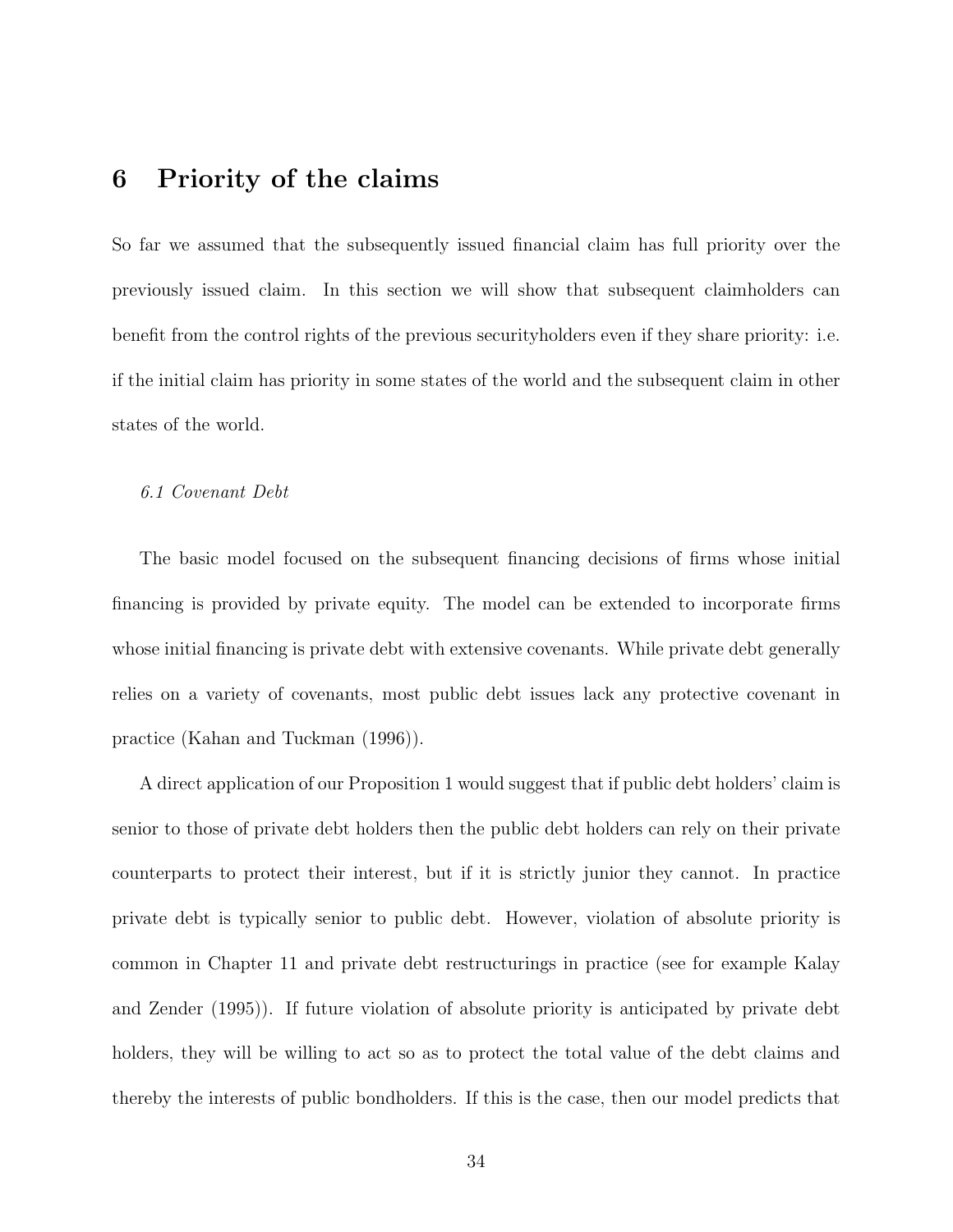# 6 Priority of the claims

So far we assumed that the subsequently issued financial claim has full priority over the previously issued claim. In this section we will show that subsequent claimholders can benefit from the control rights of the previous securityholders even if they share priority: i.e. if the initial claim has priority in some states of the world and the subsequent claim in other states of the world.

*6.1 Covenant Debt*

The basic model focused on the subsequent financing decisions of firms whose initial financing is provided by private equity. The model can be extended to incorporate firms whose initial financing is private debt with extensive covenants. While private debt generally relies on a variety of covenants, most public debt issues lack any protective covenant in practice (Kahan and Tuckman (1996)).

A direct application of our Proposition 1 would suggest that if public debt holders' claim is senior to those of private debt holders then the public debt holders can rely on their private counterparts to protect their interest, but if it is strictly junior they cannot. In practice private debt is typically senior to public debt. However, violation of absolute priority is common in Chapter 11 and private debt restructurings in practice (see for example Kalay and Zender (1995)). If future violation of absolute priority is anticipated by private debt holders, they will be willing to act so as to protect the total value of the debt claims and thereby the interests of public bondholders. If this is the case, then our model predicts that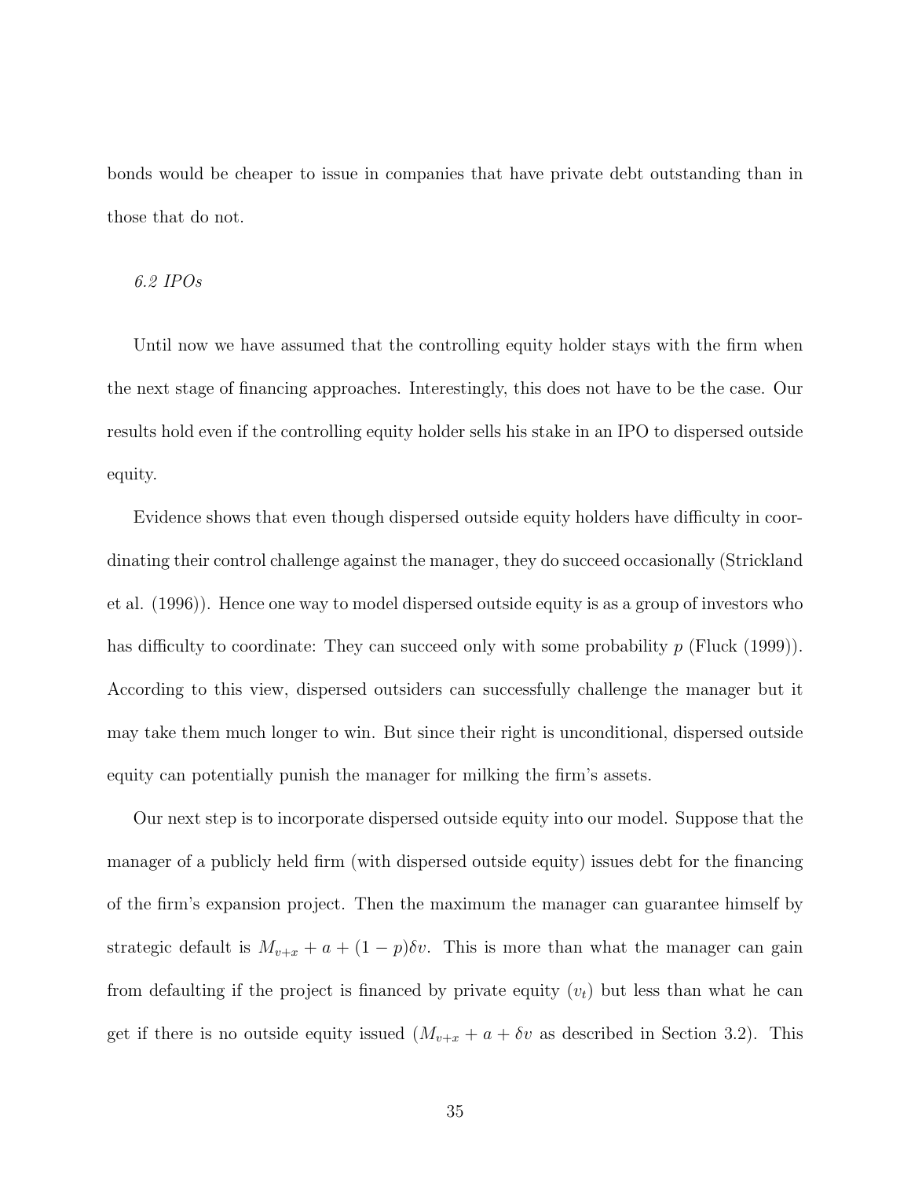bonds would be cheaper to issue in companies that have private debt outstanding than in those that do not.

### *6.2 IPOs*

Until now we have assumed that the controlling equity holder stays with the firm when the next stage of financing approaches. Interestingly, this does not have to be the case. Our results hold even if the controlling equity holder sells his stake in an IPO to dispersed outside equity.

Evidence shows that even though dispersed outside equity holders have difficulty in coordinating their control challenge against the manager, they do succeed occasionally (Strickland et al. (1996)). Hence one way to model dispersed outside equity is as a group of investors who has difficulty to coordinate: They can succeed only with some probability $p$ (Fluck (1999)). According to this view, dispersed outsiders can successfully challenge the manager but it may take them much longer to win. But since their right is unconditional, dispersed outside equity can potentially punish the manager for milking the firm's assets.

Our next step is to incorporate dispersed outside equity into our model. Suppose that the manager of a publicly held firm (with dispersed outside equity) issues debt for the financing of the firm's expansion project. Then the maximum the manager can guarantee himself by strategic default is $M_{v+x} + a + (1-p)\delta v$. This is more than what the manager can gain from defaulting if the project is financed by private equity ($v_t$) but less than what he can get if there is no outside equity issued ($M_{v+x} + a + \delta v$ as described in Section 3.2). This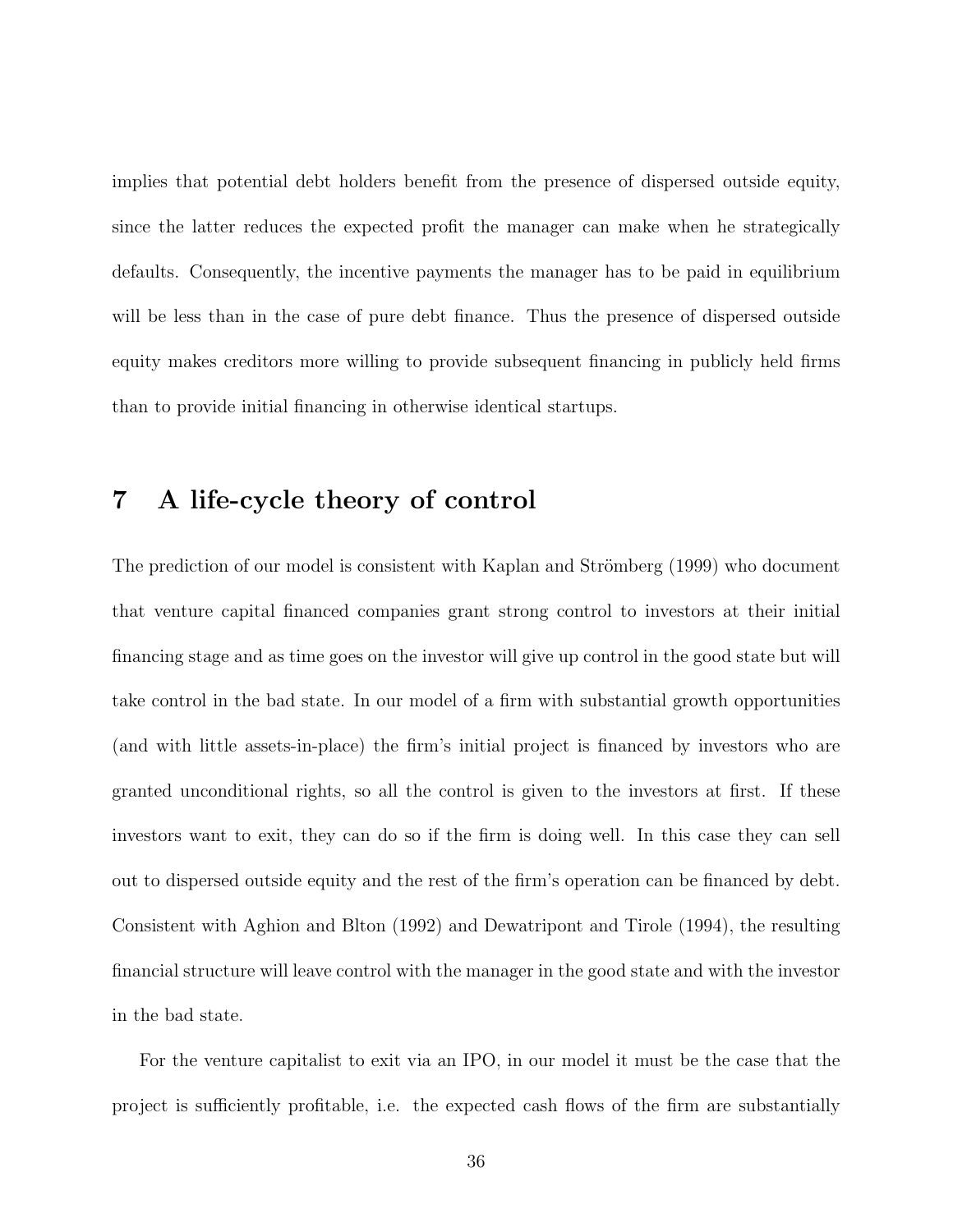implies that potential debt holders benefit from the presence of dispersed outside equity, since the latter reduces the expected profit the manager can make when he strategically defaults. Consequently, the incentive payments the manager has to be paid in equilibrium will be less than in the case of pure debt finance. Thus the presence of dispersed outside equity makes creditors more willing to provide subsequent financing in publicly held firms than to provide initial financing in otherwise identical startups.

# 7 A life-cycle theory of control

The prediction of our model is consistent with Kaplan and Strömberg (1999) who document that venture capital financed companies grant strong control to investors at their initial financing stage and as time goes on the investor will give up control in the good state but will take control in the bad state. In our model of a firm with substantial growth opportunities (and with little assets-in-place) the firm's initial project is financed by investors who are granted unconditional rights, so all the control is given to the investors at first. If these investors want to exit, they can do so if the firm is doing well. In this case they can sell out to dispersed outside equity and the rest of the firm's operation can be financed by debt. Consistent with Aghion and Blton (1992) and Dewatripont and Tirole (1994), the resulting financial structure will leave control with the manager in the good state and with the investor in the bad state.

For the venture capitalist to exit via an IPO, in our model it must be the case that the project is sufficiently profitable, i.e. the expected cash flows of the firm are substantially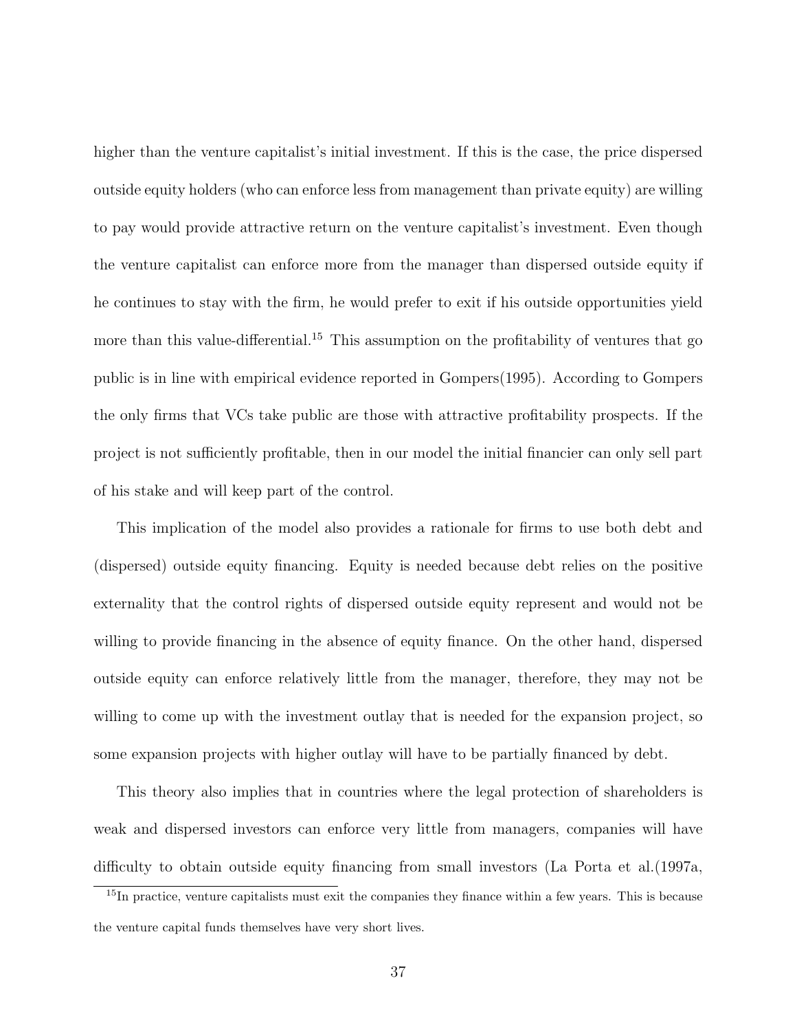higher than the venture capitalist's initial investment. If this is the case, the price dispersed outside equity holders (who can enforce less from management than private equity) are willing to pay would provide attractive return on the venture capitalist's investment. Even though the venture capitalist can enforce more from the manager than dispersed outside equity if he continues to stay with the firm, he would prefer to exit if his outside opportunities yield more than this value-differential.[15] This assumption on the profitability of ventures that go public is in line with empirical evidence reported in Gompers(1995). According to Gompers the only firms that VCs take public are those with attractive profitability prospects. If the project is not sufficiently profitable, then in our model the initial financier can only sell part of his stake and will keep part of the control.

This implication of the model also provides a rationale for firms to use both debt and (dispersed) outside equity financing. Equity is needed because debt relies on the positive externality that the control rights of dispersed outside equity represent and would not be willing to provide financing in the absence of equity finance. On the other hand, dispersed outside equity can enforce relatively little from the manager, therefore, they may not be willing to come up with the investment outlay that is needed for the expansion project, so some expansion projects with higher outlay will have to be partially financed by debt.

This theory also implies that in countries where the legal protection of shareholders is weak and dispersed investors can enforce very little from managers, companies will have difficulty to obtain outside equity financing from small investors (La Porta et al.(1997a,

[15] In practice, venture capitalists must exit the companies they finance within a few years. This is because the venture capital funds themselves have very short lives.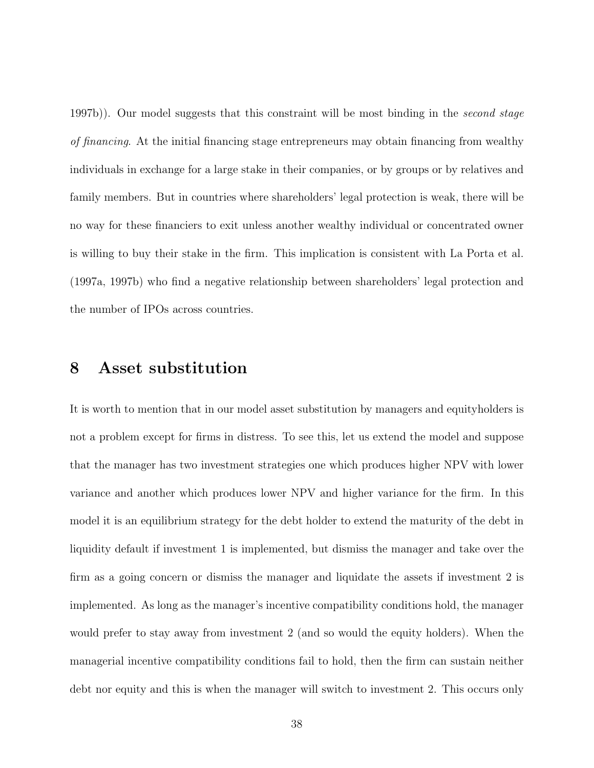1997b)). Our model suggests that this constraint will be most binding in the *second stage of financing*. At the initial financing stage entrepreneurs may obtain financing from wealthy individuals in exchange for a large stake in their companies, or by groups or by relatives and family members. But in countries where shareholders' legal protection is weak, there will be no way for these financiers to exit unless another wealthy individual or concentrated owner is willing to buy their stake in the firm. This implication is consistent with La Porta et al. (1997a, 1997b) who find a negative relationship between shareholders' legal protection and the number of IPOs across countries.

# 8 Asset substitution

It is worth to mention that in our model asset substitution by managers and equityholders is not a problem except for firms in distress. To see this, let us extend the model and suppose that the manager has two investment strategies one which produces higher NPV with lower variance and another which produces lower NPV and higher variance for the firm. In this model it is an equilibrium strategy for the debt holder to extend the maturity of the debt in liquidity default if investment 1 is implemented, but dismiss the manager and take over the firm as a going concern or dismiss the manager and liquidate the assets if investment 2 is implemented. As long as the manager's incentive compatibility conditions hold, the manager would prefer to stay away from investment 2 (and so would the equity holders). When the managerial incentive compatibility conditions fail to hold, then the firm can sustain neither debt nor equity and this is when the manager will switch to investment 2. This occurs only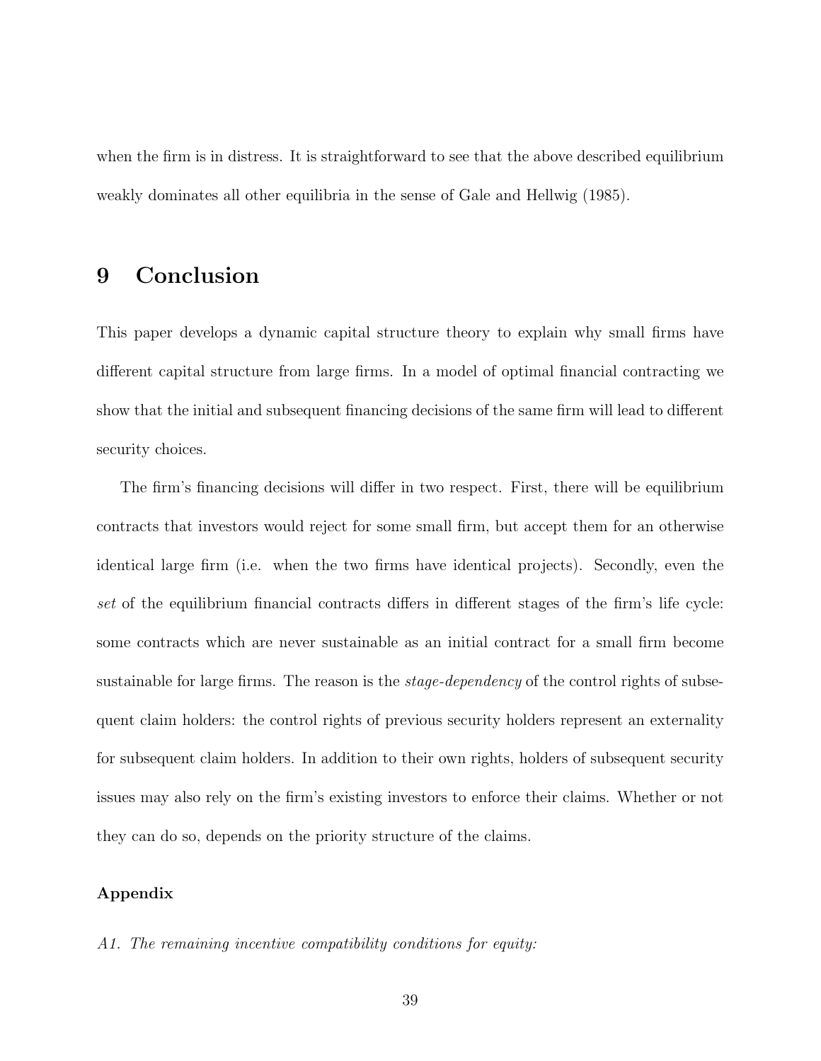when the firm is in distress. It is straightforward to see that the above described equilibrium weakly dominates all other equilibria in the sense of Gale and Hellwig (1985).

# 9 Conclusion

This paper develops a dynamic capital structure theory to explain why small firms have different capital structure from large firms. In a model of optimal financial contracting we show that the initial and subsequent financing decisions of the same firm will lead to different security choices.

The firm's financing decisions will differ in two respect. First, there will be equilibrium contracts that investors would reject for some small firm, but accept them for an otherwise identical large firm (i.e. when the two firms have identical projects). Secondly, even the *set* of the equilibrium financial contracts differs in different stages of the firm's life cycle: some contracts which are never sustainable as an initial contract for a small firm become sustainable for large firms. The reason is the *stage-dependency* of the control rights of subsequent claim holders: the control rights of previous security holders represent an externality for subsequent claim holders. In addition to their own rights, holders of subsequent security issues may also rely on the firm's existing investors to enforce their claims. Whether or not they can do so, depends on the priority structure of the claims.

**Appendix**

*A1. The remaining incentive compatibility conditions for equity:*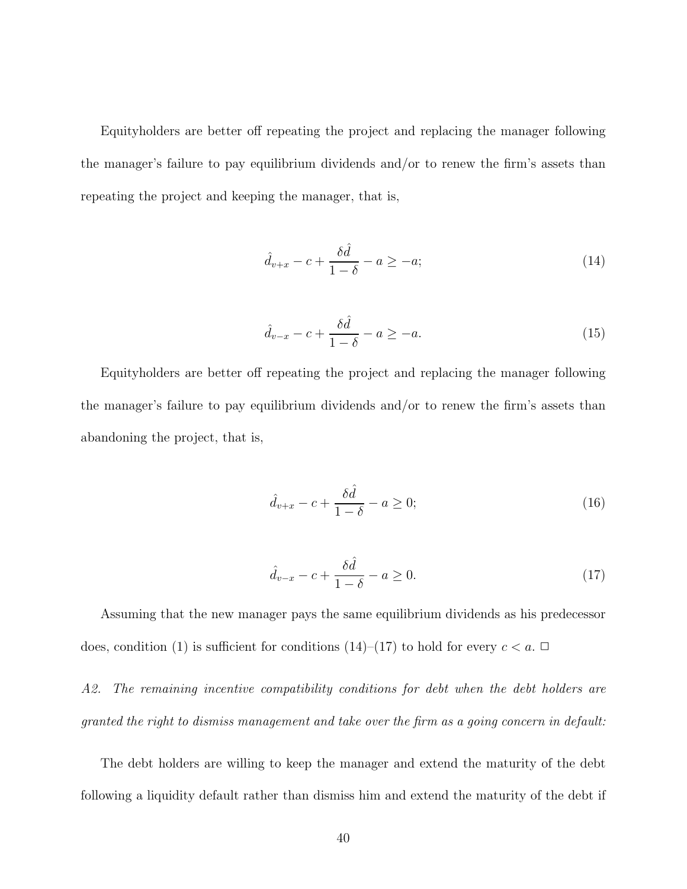Equityholders are better off repeating the project and replacing the manager following the manager's failure to pay equilibrium dividends and/or to renew the firm's assets than repeating the project and keeping the manager, that is,

$$\hat{d}_{v+x} - c + \frac{\delta \hat{d}}{1-\delta} - a \geq -a; \tag{14}$$

$$\hat{d}_{v-x} - c + \frac{\delta \hat{d}}{1-\delta} - a \geq -a. \tag{15}$$

Equityholders are better off repeating the project and replacing the manager following the manager's failure to pay equilibrium dividends and/or to renew the firm's assets than abandoning the project, that is,

$$\hat{d}_{v+x} - c + \frac{\delta \hat{d}}{1-\delta} - a \geq 0; \tag{16}$$

$$\hat{d}_{v-x} - c + \frac{\delta \hat{d}}{1-\delta} - a \geq 0. \tag{17}$$

Assuming that the new manager pays the same equilibrium dividends as his predecessor does, condition (1) is sufficient for conditions (14)–(17) to hold for every $c < a$. □

*A2. The remaining incentive compatibility conditions for debt when the debt holders are granted the right to dismiss management and take over the firm as a going concern in default:*

The debt holders are willing to keep the manager and extend the maturity of the debt following a liquidity default rather than dismiss him and extend the maturity of the debt if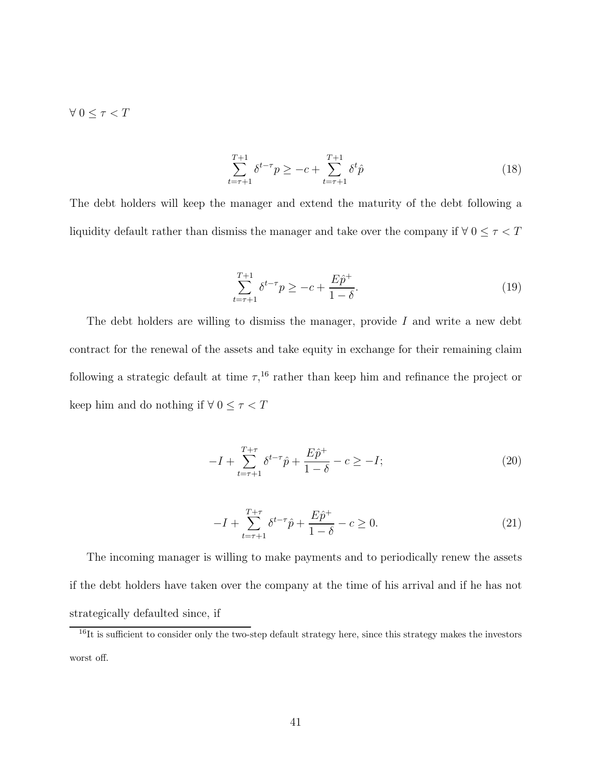$\forall\ 0 \leq \tau < T$

$$\sum_{t=\tau+1}^{T+1} \delta^{t-\tau} p \geq -c + \sum_{t=\tau+1}^{T+1} \delta^{t} \hat{p} \tag{18}$$

The debt holders will keep the manager and extend the maturity of the debt following a liquidity default rather than dismiss the manager and take over the company if $\forall\ 0 \leq \tau < T$

$$\sum_{t=\tau+1}^{T+1} \delta^{t-\tau} p \geq -c + \frac{E\hat{p}^{+}}{1-\delta}. \tag{19}$$

The debt holders are willing to dismiss the manager, provide $I$ and write a new debt contract for the renewal of the assets and take equity in exchange for their remaining claim following a strategic default at time $\tau$,[16] rather than keep him and refinance the project or keep him and do nothing if $\forall\ 0 \leq \tau < T$

$$-I + \sum_{t=\tau+1}^{T+\tau} \delta^{t-\tau} \hat{p} + \frac{E\hat{p}^{+}}{1-\delta} - c \geq -I; \tag{20}$$

$$-I + \sum_{t=\tau+1}^{T+\tau} \delta^{t-\tau} \hat{p} + \frac{E\hat{p}^{+}}{1-\delta} - c \geq 0. \tag{21}$$

The incoming manager is willing to make payments and to periodically renew the assets if the debt holders have taken over the company at the time of his arrival and if he has not strategically defaulted since, if

[16]It is sufficient to consider only the two-step default strategy here, since this strategy makes the investors worst off.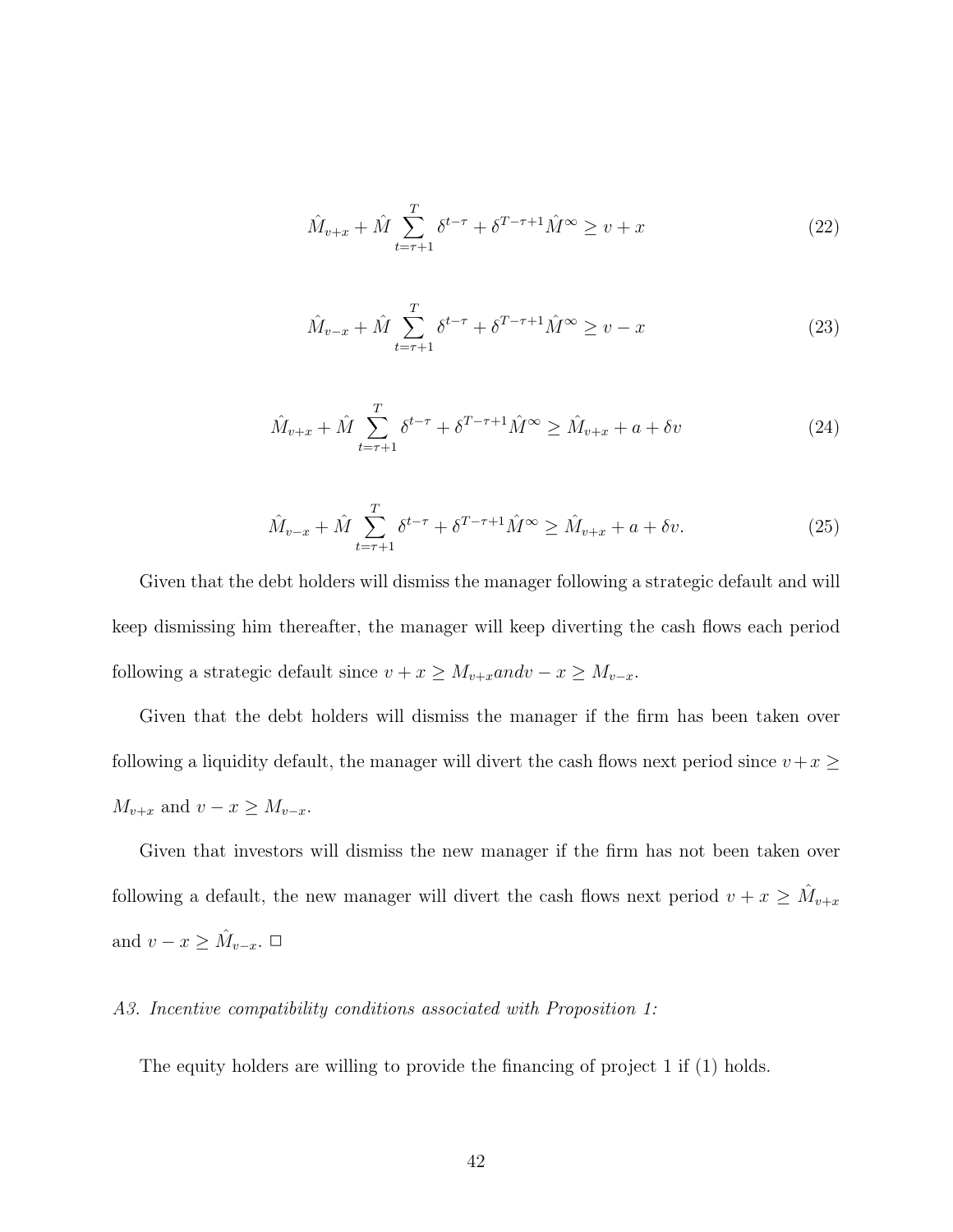$$\hat{M}_{v+x} + \hat{M} \sum_{t=\tau+1}^{T} \delta^{t-\tau} + \delta^{T-\tau+1} \hat{M}^{\infty} \geq v + x \tag{22}$$

$$\hat{M}_{v-x} + \hat{M} \sum_{t=\tau+1}^{T} \delta^{t-\tau} + \delta^{T-\tau+1} \hat{M}^{\infty} \geq v - x \tag{23}$$

$$\hat{M}_{v+x} + \hat{M} \sum_{t=\tau+1}^{T} \delta^{t-\tau} + \delta^{T-\tau+1} \hat{M}^{\infty} \geq \hat{M}_{v+x} + a + \delta v \tag{24}$$

$$\hat{M}_{v-x} + \hat{M} \sum_{t=\tau+1}^{T} \delta^{t-\tau} + \delta^{T-\tau+1} \hat{M}^{\infty} \geq \hat{M}_{v+x} + a + \delta v. \tag{25}$$

Given that the debt holders will dismiss the manager following a strategic default and will keep dismissing him thereafter, the manager will keep diverting the cash flows each period following a strategic default since $v + x \geq M_{v+x} and v - x \geq M_{v-x}$.

Given that the debt holders will dismiss the manager if the firm has been taken over following a liquidity default, the manager will divert the cash flows next period since $v+x \geq M_{v+x}$ and $v - x \geq M_{v-x}$.

Given that investors will dismiss the new manager if the firm has not been taken over following a default, the new manager will divert the cash flows next period $v + x \geq \hat{M}_{v+x}$ and $v - x \geq \hat{M}_{v-x}$. □

*A3. Incentive compatibility conditions associated with Proposition 1:*

The equity holders are willing to provide the financing of project 1 if (1) holds.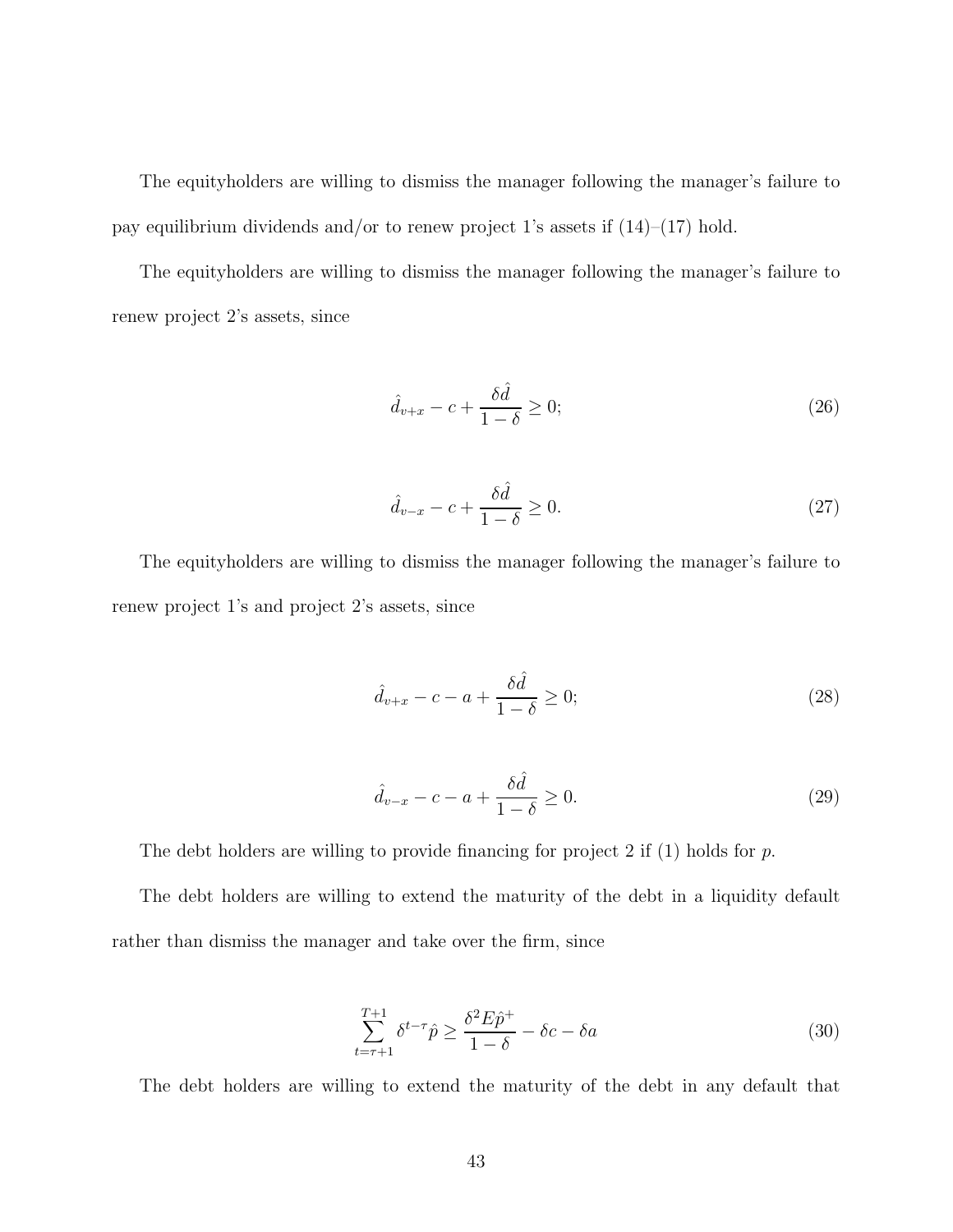The equityholders are willing to dismiss the manager following the manager's failure to pay equilibrium dividends and/or to renew project 1's assets if (14)–(17) hold.

The equityholders are willing to dismiss the manager following the manager's failure to renew project 2's assets, since

$$\hat{d}_{v+x} - c + \frac{\delta \hat{d}}{1-\delta} \geq 0; \tag{26}$$

$$\hat{d}_{v-x} - c + \frac{\delta \hat{d}}{1-\delta} \geq 0. \tag{27}$$

The equityholders are willing to dismiss the manager following the manager's failure to renew project 1's and project 2's assets, since

$$\hat{d}_{v+x} - c - a + \frac{\delta \hat{d}}{1-\delta} \geq 0; \tag{28}$$

$$\hat{d}_{v-x} - c - a + \frac{\delta \hat{d}}{1-\delta} \geq 0. \tag{29}$$

The debt holders are willing to provide financing for project 2 if (1) holds for $p$.

The debt holders are willing to extend the maturity of the debt in a liquidity default rather than dismiss the manager and take over the firm, since

$$\sum_{t=\tau+1}^{T+1} \delta^{t-\tau} \hat{p} \geq \frac{\delta^2 E \hat{p}^+}{1-\delta} - \delta c - \delta a \tag{30}$$

The debt holders are willing to extend the maturity of the debt in any default that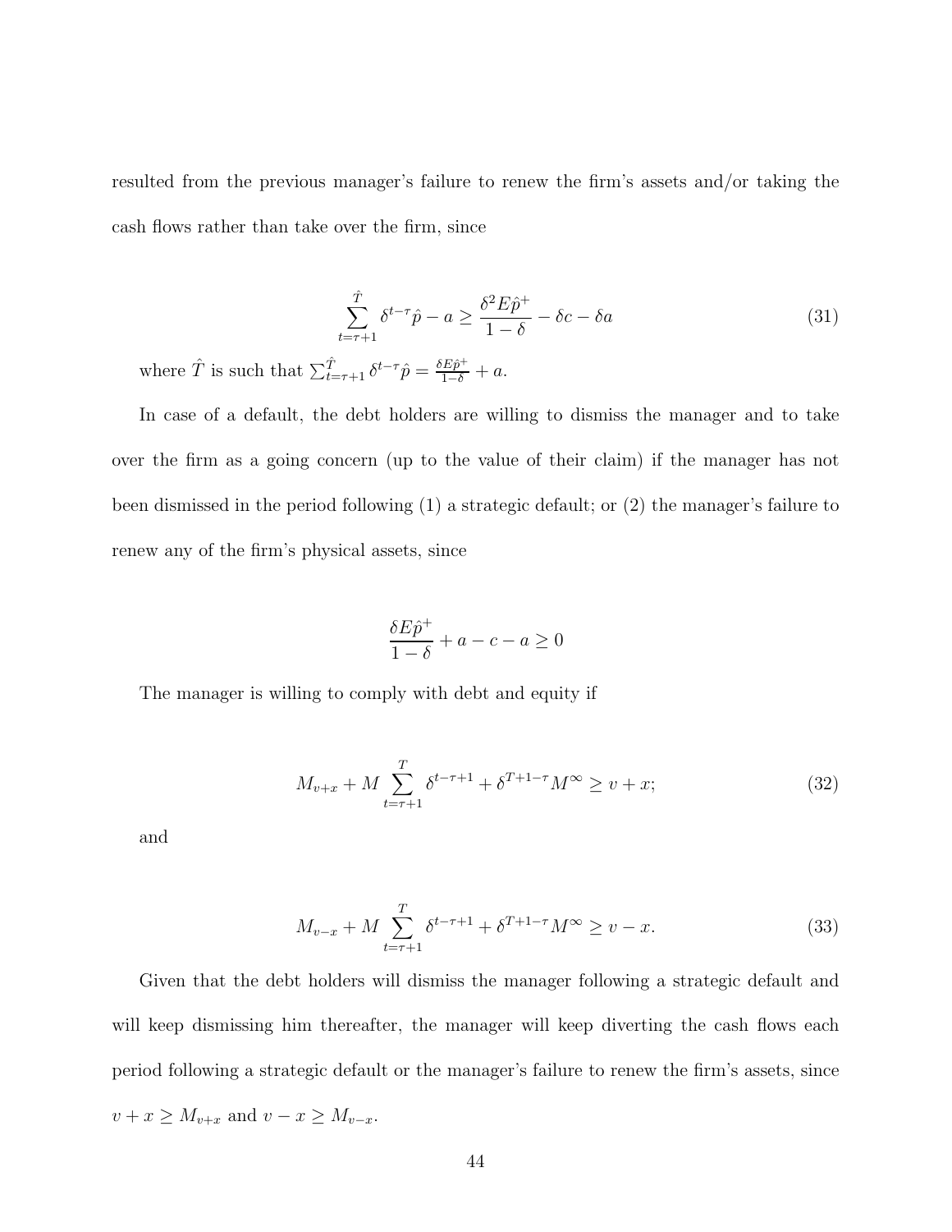resulted from the previous manager's failure to renew the firm's assets and/or taking the cash flows rather than take over the firm, since

$$\sum_{t=\tau+1}^{\hat{T}} \delta^{t-\tau}\hat{p} - a \geq \frac{\delta^2 E\hat{p}^+}{1-\delta} - \delta c - \delta a \tag{31}$$

where $\hat{T}$ is such that $\sum_{t=\tau+1}^{\hat{T}} \delta^{t-\tau}\hat{p} = \frac{\delta E\hat{p}^+}{1-\delta} + a$.

In case of a default, the debt holders are willing to dismiss the manager and to take over the firm as a going concern (up to the value of their claim) if the manager has not been dismissed in the period following (1) a strategic default; or (2) the manager's failure to renew any of the firm's physical assets, since

$$\frac{\delta E\hat{p}^+}{1-\delta} + a - c - a \geq 0$$

The manager is willing to comply with debt and equity if

$$M_{v+x} + M\sum_{t=\tau+1}^{T} \delta^{t-\tau+1} + \delta^{T+1-\tau}M^{\infty} \geq v + x; \tag{32}$$

and

$$M_{v-x} + M\sum_{t=\tau+1}^{T} \delta^{t-\tau+1} + \delta^{T+1-\tau}M^{\infty} \geq v - x. \tag{33}$$

Given that the debt holders will dismiss the manager following a strategic default and will keep dismissing him thereafter, the manager will keep diverting the cash flows each period following a strategic default or the manager's failure to renew the firm's assets, since $v + x \geq M_{v+x}$ and $v - x \geq M_{v-x}$.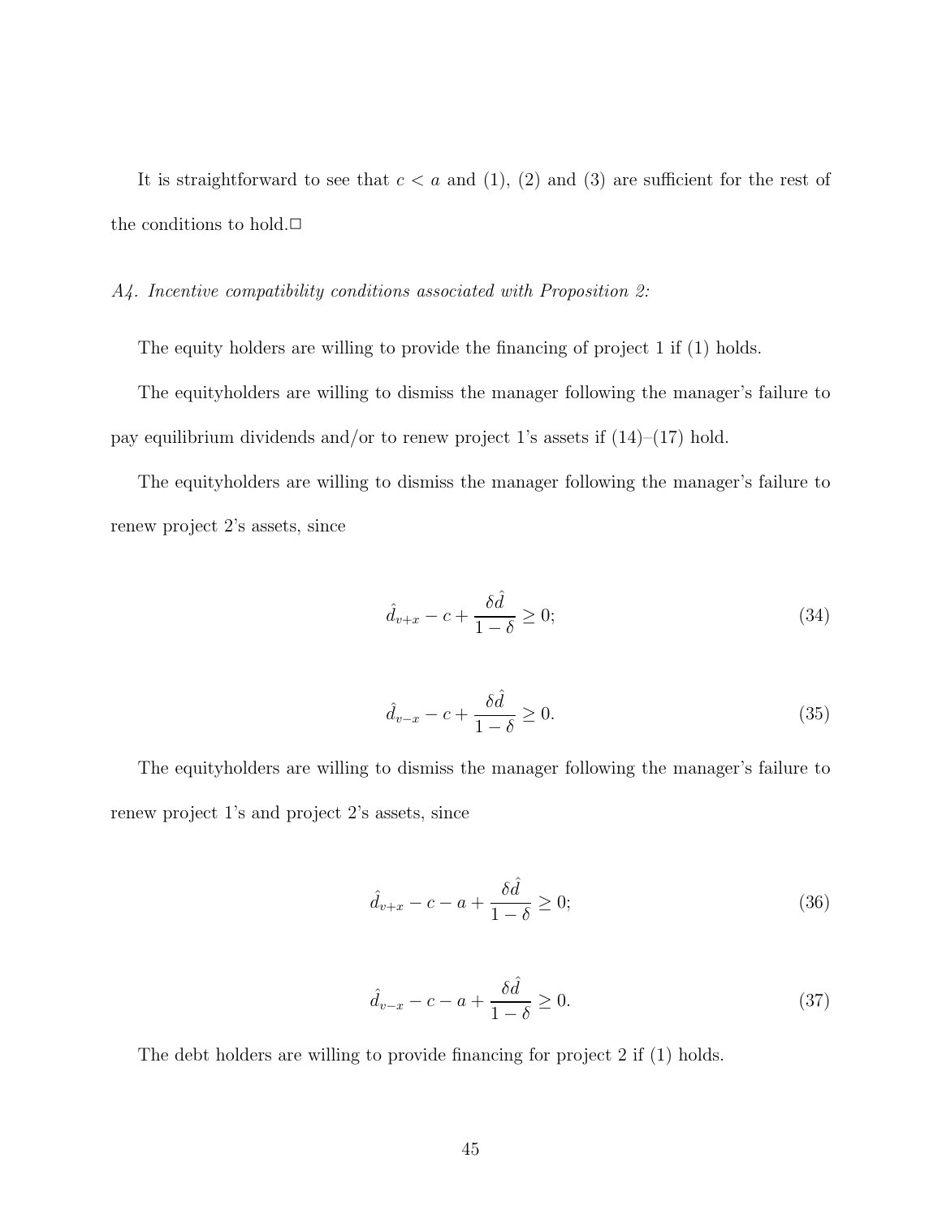It is straightforward to see that $c < a$ and (1), (2) and (3) are sufficient for the rest of the conditions to hold.□

*A4. Incentive compatibility conditions associated with Proposition 2:*

The equity holders are willing to provide the financing of project 1 if (1) holds.

The equityholders are willing to dismiss the manager following the manager's failure to pay equilibrium dividends and/or to renew project 1's assets if (14)–(17) hold.

The equityholders are willing to dismiss the manager following the manager's failure to renew project 2's assets, since

$$\hat{d}_{v+x} - c + \frac{\delta \hat{d}}{1-\delta} \geq 0; \tag{34}$$

$$\hat{d}_{v-x} - c + \frac{\delta \hat{d}}{1-\delta} \geq 0. \tag{35}$$

The equityholders are willing to dismiss the manager following the manager's failure to renew project 1's and project 2's assets, since

$$\hat{d}_{v+x} - c - a + \frac{\delta \hat{d}}{1-\delta} \geq 0; \tag{36}$$

$$\hat{d}_{v-x} - c - a + \frac{\delta \hat{d}}{1-\delta} \geq 0. \tag{37}$$

The debt holders are willing to provide financing for project 2 if (1) holds.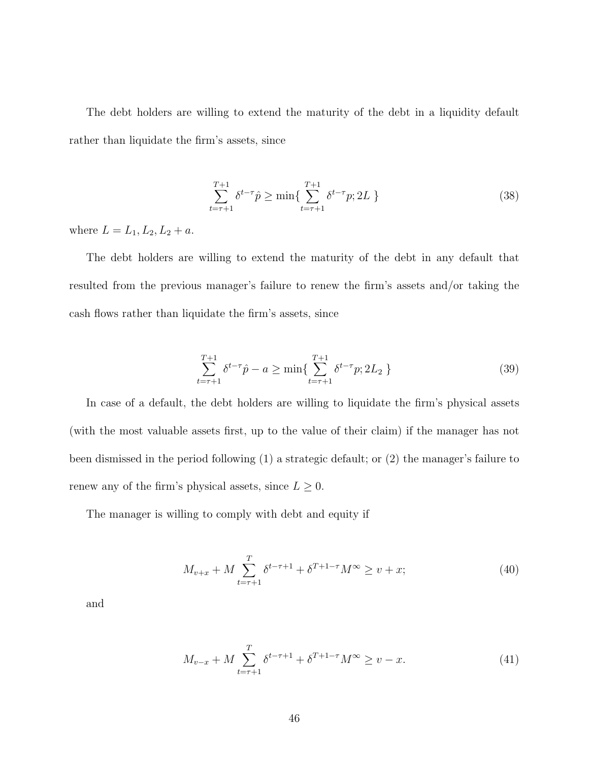The debt holders are willing to extend the maturity of the debt in a liquidity default rather than liquidate the firm's assets, since

$$\sum_{t=\tau+1}^{T+1} \delta^{t-\tau} \hat{p} \geq \min\{ \sum_{t=\tau+1}^{T+1} \delta^{t-\tau} p; 2L \} \tag{38}$$

where $L = L_1, L_2, L_2 + a$.

The debt holders are willing to extend the maturity of the debt in any default that resulted from the previous manager's failure to renew the firm's assets and/or taking the cash flows rather than liquidate the firm's assets, since

$$\sum_{t=\tau+1}^{T+1} \delta^{t-\tau} \hat{p} - a \geq \min\{ \sum_{t=\tau+1}^{T+1} \delta^{t-\tau} p; 2L_2 \} \tag{39}$$

In case of a default, the debt holders are willing to liquidate the firm's physical assets (with the most valuable assets first, up to the value of their claim) if the manager has not been dismissed in the period following (1) a strategic default; or (2) the manager's failure to renew any of the firm's physical assets, since $L \geq 0$.

The manager is willing to comply with debt and equity if

$$M_{v+x} + M \sum_{t=\tau+1}^{T} \delta^{t-\tau+1} + \delta^{T+1-\tau} M^{\infty} \geq v + x; \tag{40}$$

and

$$M_{v-x} + M \sum_{t=\tau+1}^{T} \delta^{t-\tau+1} + \delta^{T+1-\tau} M^{\infty} \geq v - x. \tag{41}$$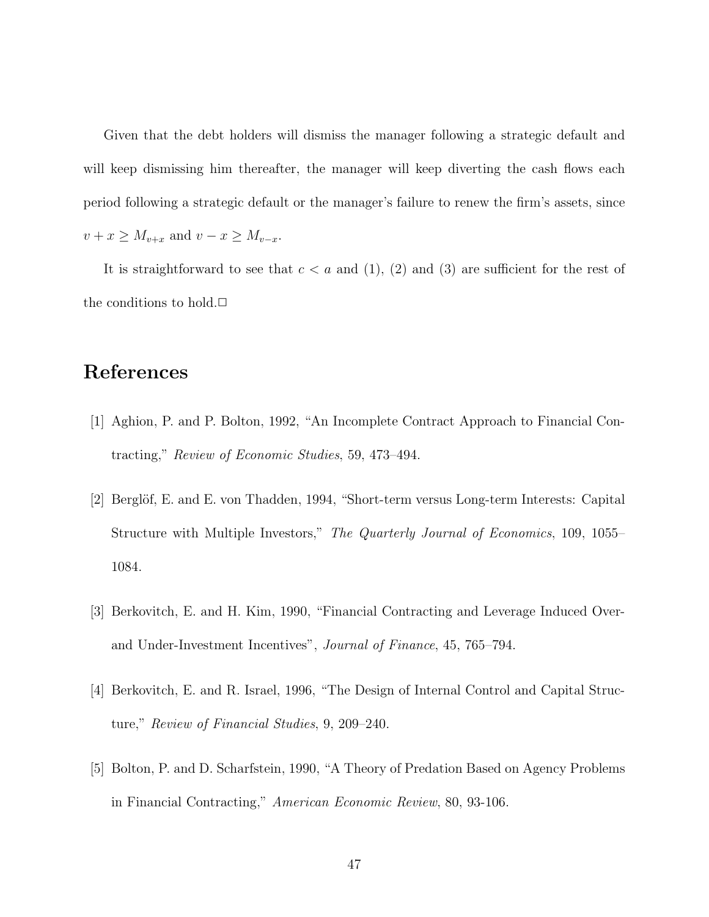Given that the debt holders will dismiss the manager following a strategic default and will keep dismissing him thereafter, the manager will keep diverting the cash flows each period following a strategic default or the manager's failure to renew the firm's assets, since $v + x \geq M_{v+x}$ and $v - x \geq M_{v-x}$.

It is straightforward to see that $c < a$ and (1), (2) and (3) are sufficient for the rest of the conditions to hold.□

## References

[1] Aghion, P. and P. Bolton, 1992, "An Incomplete Contract Approach to Financial Contracting," *Review of Economic Studies*, 59, 473–494.

[2] Berglöf, E. and E. von Thadden, 1994, "Short-term versus Long-term Interests: Capital Structure with Multiple Investors," *The Quarterly Journal of Economics*, 109, 1055–1084.

[3] Berkovitch, E. and H. Kim, 1990, "Financial Contracting and Leverage Induced Over- and Under-Investment Incentives", *Journal of Finance*, 45, 765–794.

[4] Berkovitch, E. and R. Israel, 1996, "The Design of Internal Control and Capital Structure," *Review of Financial Studies*, 9, 209–240.

[5] Bolton, P. and D. Scharfstein, 1990, "A Theory of Predation Based on Agency Problems in Financial Contracting," *American Economic Review*, 80, 93-106.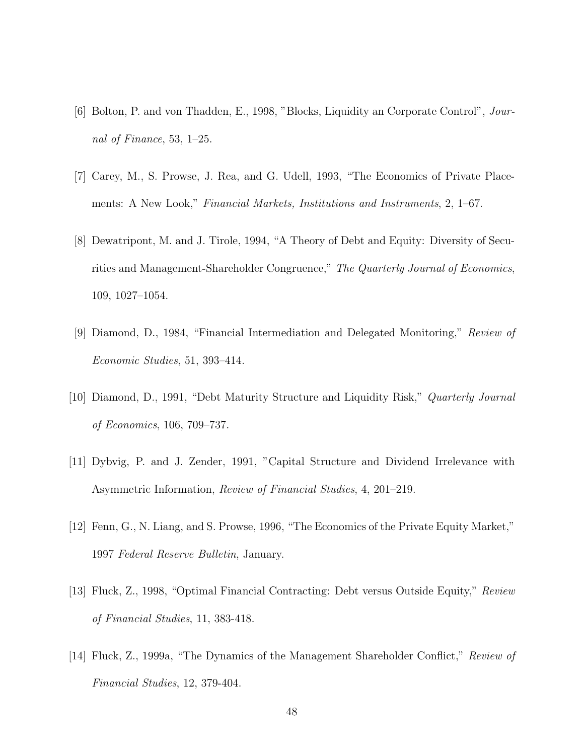[6] Bolton, P. and von Thadden, E., 1998, "Blocks, Liquidity an Corporate Control", *Journal of Finance*, 53, 1–25.

[7] Carey, M., S. Prowse, J. Rea, and G. Udell, 1993, "The Economics of Private Placements: A New Look," *Financial Markets, Institutions and Instruments*, 2, 1–67.

[8] Dewatripont, M. and J. Tirole, 1994, "A Theory of Debt and Equity: Diversity of Securities and Management-Shareholder Congruence," *The Quarterly Journal of Economics*, 109, 1027–1054.

[9] Diamond, D., 1984, "Financial Intermediation and Delegated Monitoring," *Review of Economic Studies*, 51, 393–414.

[10] Diamond, D., 1991, "Debt Maturity Structure and Liquidity Risk," *Quarterly Journal of Economics*, 106, 709–737.

[11] Dybvig, P. and J. Zender, 1991, "Capital Structure and Dividend Irrelevance with Asymmetric Information, *Review of Financial Studies*, 4, 201–219.

[12] Fenn, G., N. Liang, and S. Prowse, 1996, "The Economics of the Private Equity Market," 1997 *Federal Reserve Bulletin*, January.

[13] Fluck, Z., 1998, "Optimal Financial Contracting: Debt versus Outside Equity," *Review of Financial Studies*, 11, 383-418.

[14] Fluck, Z., 1999a, "The Dynamics of the Management Shareholder Conflict," *Review of Financial Studies*, 12, 379-404.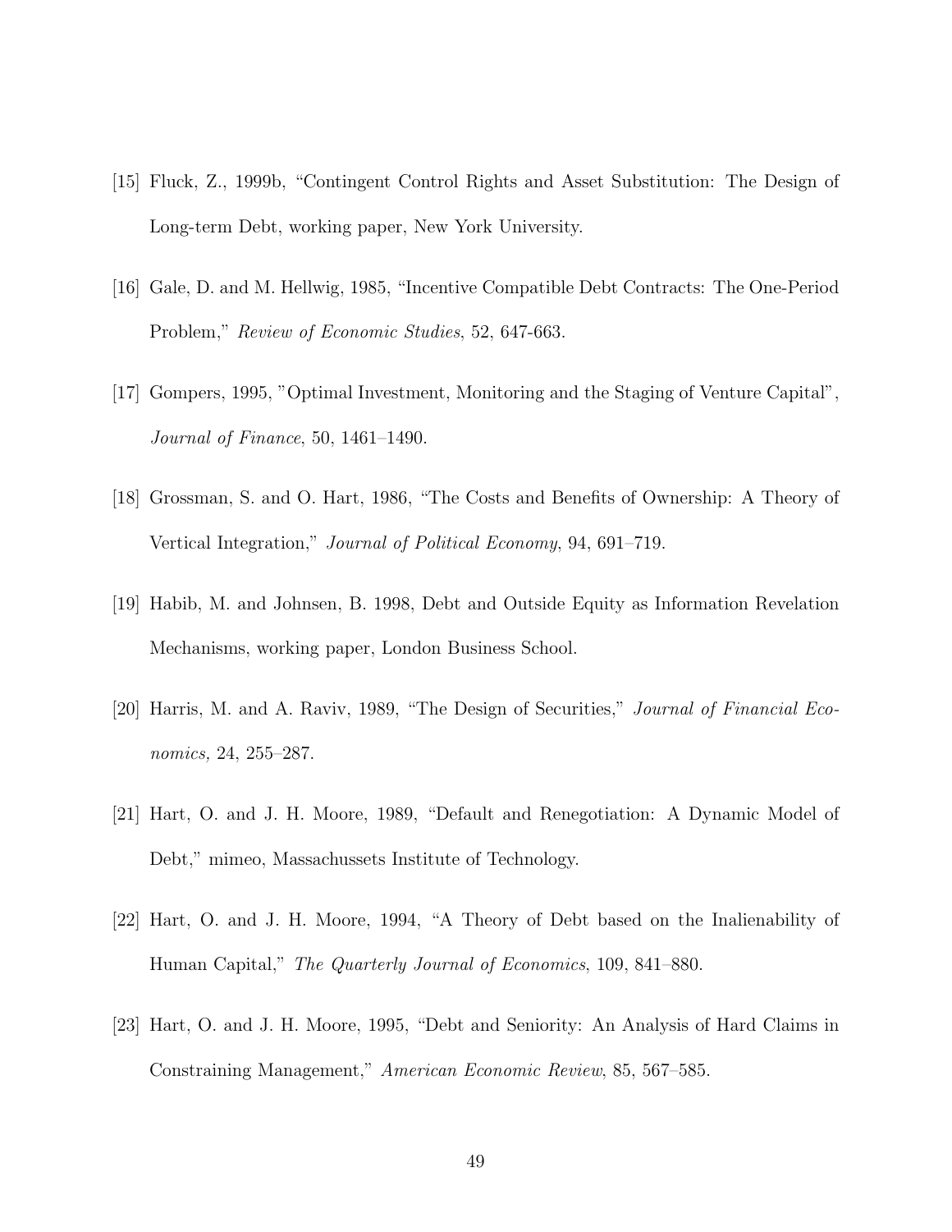[15] Fluck, Z., 1999b, “Contingent Control Rights and Asset Substitution: The Design of Long-term Debt, working paper, New York University.

[16] Gale, D. and M. Hellwig, 1985, “Incentive Compatible Debt Contracts: The One-Period Problem,” *Review of Economic Studies*, 52, 647-663.

[17] Gompers, 1995, "Optimal Investment, Monitoring and the Staging of Venture Capital", *Journal of Finance*, 50, 1461–1490.

[18] Grossman, S. and O. Hart, 1986, “The Costs and Benefits of Ownership: A Theory of Vertical Integration,” *Journal of Political Economy*, 94, 691–719.

[19] Habib, M. and Johnsen, B. 1998, Debt and Outside Equity as Information Revelation Mechanisms, working paper, London Business School.

[20] Harris, M. and A. Raviv, 1989, “The Design of Securities,” *Journal of Financial Economics,* 24, 255–287.

[21] Hart, O. and J. H. Moore, 1989, “Default and Renegotiation: A Dynamic Model of Debt,” mimeo, Massachussets Institute of Technology.

[22] Hart, O. and J. H. Moore, 1994, “A Theory of Debt based on the Inalienability of Human Capital,” *The Quarterly Journal of Economics*, 109, 841–880.

[23] Hart, O. and J. H. Moore, 1995, “Debt and Seniority: An Analysis of Hard Claims in Constraining Management,” *American Economic Review*, 85, 567–585.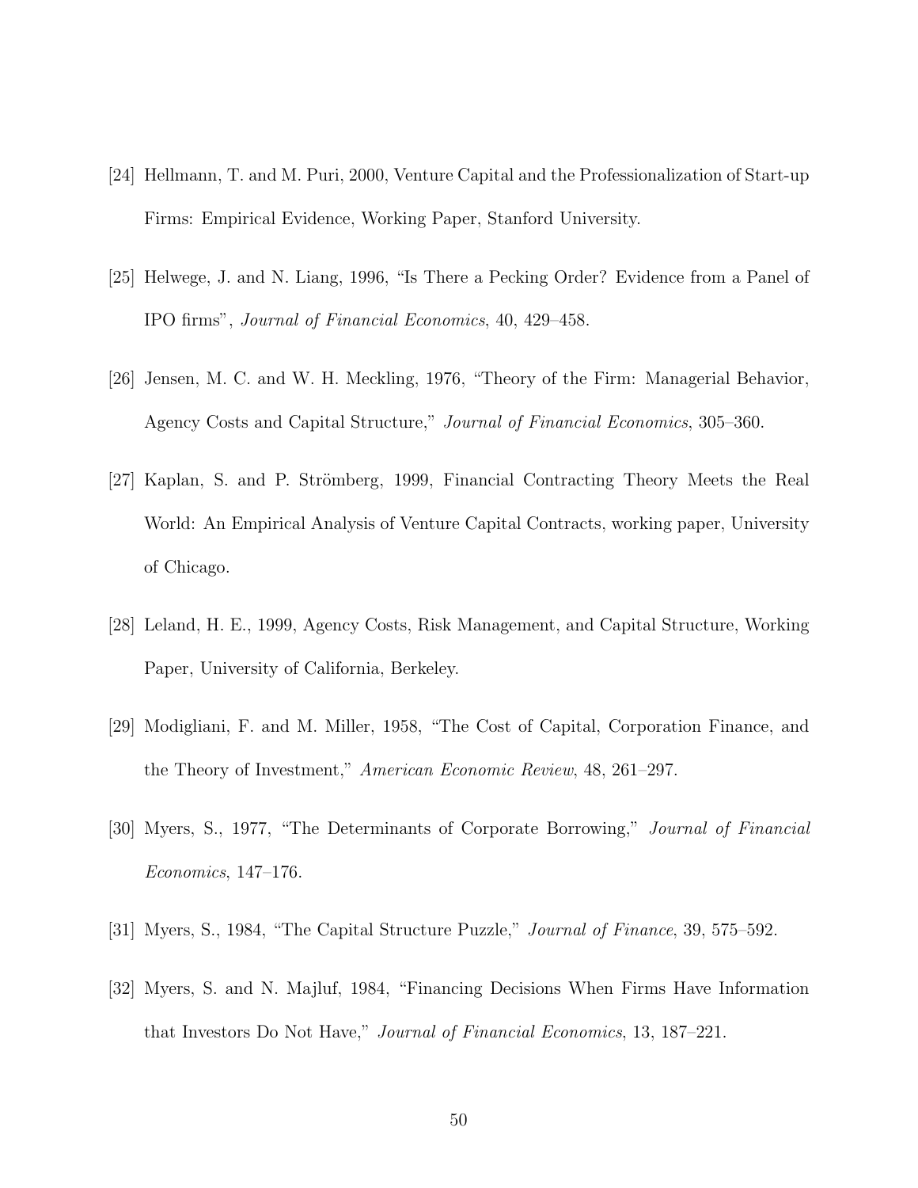[24] Hellmann, T. and M. Puri, 2000, Venture Capital and the Professionalization of Start-up Firms: Empirical Evidence, Working Paper, Stanford University.

[25] Helwege, J. and N. Liang, 1996, "Is There a Pecking Order? Evidence from a Panel of IPO firms", *Journal of Financial Economics*, 40, 429–458.

[26] Jensen, M. C. and W. H. Meckling, 1976, "Theory of the Firm: Managerial Behavior, Agency Costs and Capital Structure," *Journal of Financial Economics*, 305–360.

[27] Kaplan, S. and P. Strömberg, 1999, Financial Contracting Theory Meets the Real World: An Empirical Analysis of Venture Capital Contracts, working paper, University of Chicago.

[28] Leland, H. E., 1999, Agency Costs, Risk Management, and Capital Structure, Working Paper, University of California, Berkeley.

[29] Modigliani, F. and M. Miller, 1958, "The Cost of Capital, Corporation Finance, and the Theory of Investment," *American Economic Review*, 48, 261–297.

[30] Myers, S., 1977, "The Determinants of Corporate Borrowing," *Journal of Financial Economics*, 147–176.

[31] Myers, S., 1984, "The Capital Structure Puzzle," *Journal of Finance*, 39, 575–592.

[32] Myers, S. and N. Majluf, 1984, "Financing Decisions When Firms Have Information that Investors Do Not Have," *Journal of Financial Economics*, 13, 187–221.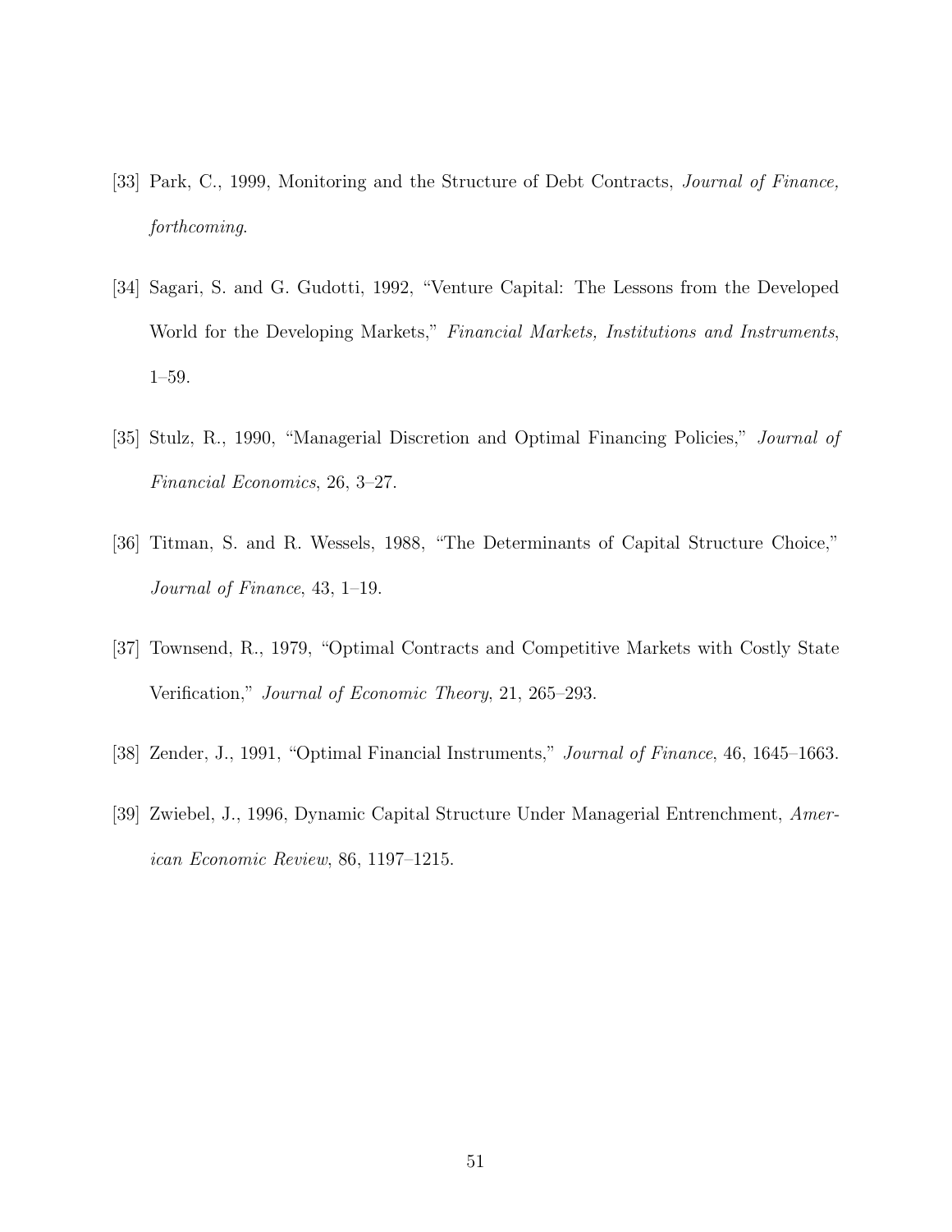[33] Park, C., 1999, Monitoring and the Structure of Debt Contracts, *Journal of Finance, forthcoming*.

[34] Sagari, S. and G. Gudotti, 1992, "Venture Capital: The Lessons from the Developed World for the Developing Markets," *Financial Markets, Institutions and Instruments*, 1–59.

[35] Stulz, R., 1990, "Managerial Discretion and Optimal Financing Policies," *Journal of Financial Economics*, 26, 3–27.

[36] Titman, S. and R. Wessels, 1988, "The Determinants of Capital Structure Choice," *Journal of Finance*, 43, 1–19.

[37] Townsend, R., 1979, "Optimal Contracts and Competitive Markets with Costly State Verification," *Journal of Economic Theory*, 21, 265–293.

[38] Zender, J., 1991, "Optimal Financial Instruments," *Journal of Finance*, 46, 1645–1663.

[39] Zwiebel, J., 1996, Dynamic Capital Structure Under Managerial Entrenchment, *American Economic Review*, 86, 1197–1215.